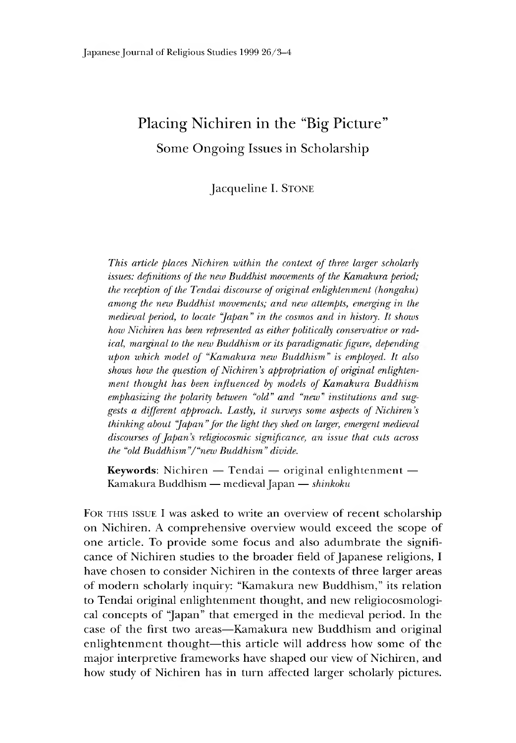# Placing Nichiren in the "Big Picture"

## Some Ongoing Issues in Scholarship

Jacqueline I. STONE

*This article places Nichiren within the context of three larger scholarly issues: definitions of the new Buddhist movements of the Kamakura period; the reception of the Tendai discourse of original enlightenment (hongaku) among the new Buddhist movements; and new attempts, emerging in the medieval period, to locate "Japan" in the cosmos and in history. It shows how Nichiren has been represented as either politically conservative or radical, marginal to the new Buddhism or its paradigmatic figure, depending upon which model of "Kamakura new Buddhism" is employed. It also shows how the question of Nichiren's appropriation of original enlightenment thought has been influenced by models of Kamakura Buddhism emphasizing the polarity between "old" and "new" institutions and suggests a different approach. Lastly, it surveys some aspects of Nichiren's thinking about "Japan" for the light they shed on larger, emergent medieval discourses of Japan's religiocosmic significance, an issue that cuts across the "old Buddhism"/"new Buddhism" divide.*

**Keywords**: Nichiren — Tendai — original enlightenment — Kamakura Buddhism — medieval Japan — *shinkoku*

FOR THIS ISSUE I was asked to write an overview of recent scholarship on Nichiren. A comprehensive overview would exceed the scope of one article. To provide some focus and also adumbrate the significance of Nichiren studies to the broader field of Japanese religions, I have chosen to consider Nichiren in the contexts of three larger areas of modern scholarly inquiry: "Kamakura new Buddhism," its relation to Tendai original enlightenment thought, and new religiocosmological concepts of "Japan" that emerged in the medieval period. In the case of the first two areas—Kamakura new Buddhism and original enlightenment thought—this article will address how some of the major interpretive frameworks have shaped our view of Nichiren, and how study of Nichiren has in turn affected larger scholarly pictures.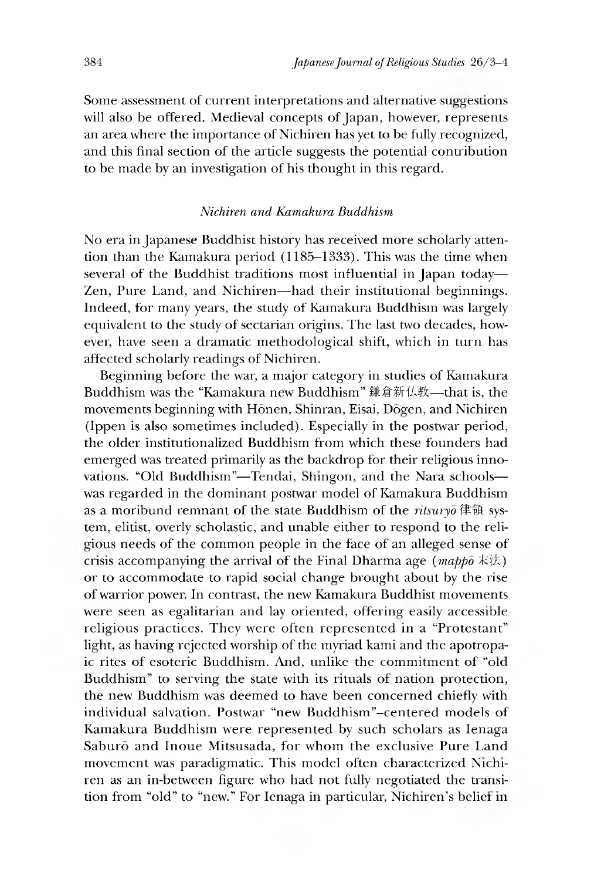Some assessment of current interpretations and alternative suggestions will also be offered. Medieval concepts of Japan, however, represents an area where the importance of Nichiren has yet to be fully recognized, and this final section of the article suggests the potential contribution to be made by an investigation of his thought in this regard.

### *Nichiren and Kamakura Buddhism*

No era in Japanese Buddhist history has received more scholarly attention than the Kamakura period (1185–1333). This was the time when several of the Buddhist traditions most influential in Japan today—Zen, Pure Land, and Nichiren—had their institutional beginnings. Indeed, for many years, the study of Kamakura Buddhism was largely equivalent to the study of sectarian origins. The last two decades, however, have seen a dramatic methodological shift, which in turn has affected scholarly readings of Nichiren.

Beginning before the war, a major category in studies of Kamakura Buddhism was the "Kamakura new Buddhism" 鎌倉新仏教—that is, the movements beginning with Hōnen, Shinran, Eisai, Dōgen, and Nichiren (Ippen is also sometimes included). Especially in the postwar period, the older institutionalized Buddhism from which these founders had emerged was treated primarily as the backdrop for their religious innovations. "Old Buddhism"—Tendai, Shingon, and the Nara schools—was regarded in the dominant postwar model of Kamakura Buddhism as a moribund remnant of the state Buddhism of the *ritsuryō* 律領 system, elitist, overly scholastic, and unable either to respond to the religious needs of the common people in the face of an alleged sense of crisis accompanying the arrival of the Final Dharma age (*mappō* 末法) or to accommodate to rapid social change brought about by the rise of warrior power. In contrast, the new Kamakura Buddhist movements were seen as egalitarian and lay oriented, offering easily accessible religious practices. They were often represented in a "Protestant" light, as having rejected worship of the myriad kami and the apotropaic rites of esoteric Buddhism. And, unlike the commitment of "old Buddhism" to serving the state with its rituals of nation protection, the new Buddhism was deemed to have been concerned chiefly with individual salvation. Postwar "new Buddhism"-centered models of Kamakura Buddhism were represented by such scholars as Ienaga Saburō and Inoue Mitsusada, for whom the exclusive Pure Land movement was paradigmatic. This model often characterized Nichiren as an in-between figure who had not fully negotiated the transition from "old" to "new." For Ienaga in particular, Nichiren's belief in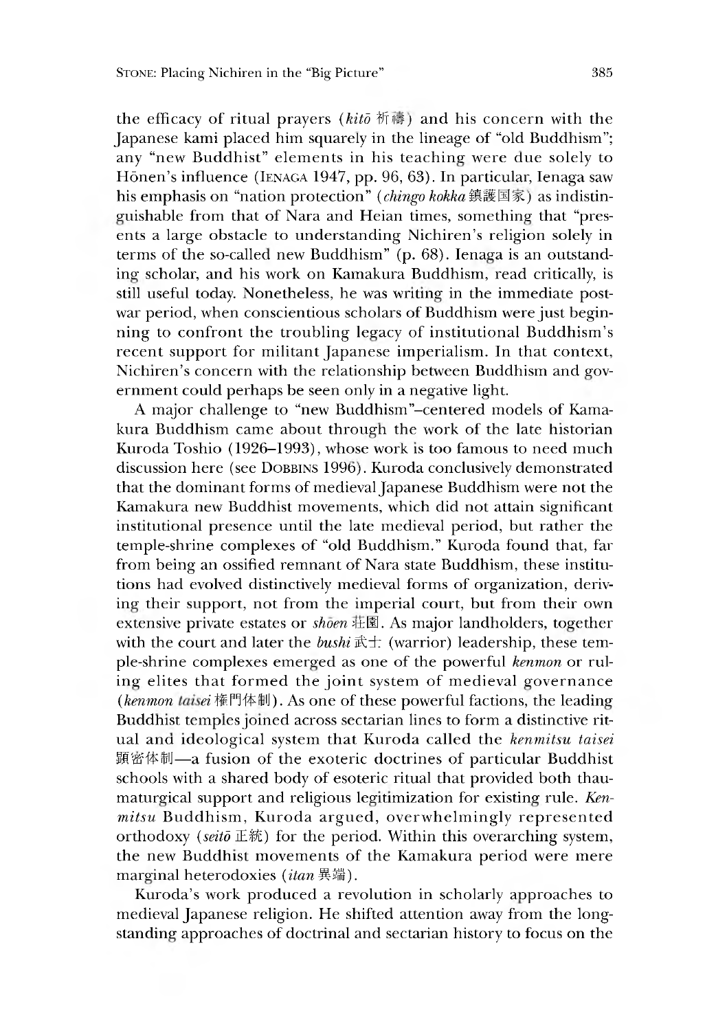the efficacy of ritual prayers (*kitō* 祈禱) and his concern with the Japanese kami placed him squarely in the lineage of "old Buddhism"; any "new Buddhist" elements in his teaching were due solely to Hōnen's influence (IENAGA 1947, pp. 96, 63). In particular, Ienaga saw his emphasis on "nation protection" (*chingo kokka* 鎮護国家) as indistinguishable from that of Nara and Heian times, something that "presents a large obstacle to understanding Nichiren's religion solely in terms of the so-called new Buddhism" (p. 68). Ienaga is an outstanding scholar, and his work on Kamakura Buddhism, read critically, is still useful today. Nonetheless, he was writing in the immediate postwar period, when conscientious scholars of Buddhism were just beginning to confront the troubling legacy of institutional Buddhism's recent support for militant Japanese imperialism. In that context, Nichiren's concern with the relationship between Buddhism and government could perhaps be seen only in a negative light.

A major challenge to "new Buddhism"–centered models of Kamakura Buddhism came about through the work of the late historian Kuroda Toshio (1926–1993), whose work is too famous to need much discussion here (see DOBBINS 1996). Kuroda conclusively demonstrated that the dominant forms of medieval Japanese Buddhism were not the Kamakura new Buddhist movements, which did not attain significant institutional presence until the late medieval period, but rather the temple-shrine complexes of "old Buddhism." Kuroda found that, far from being an ossified remnant of Nara state Buddhism, these institutions had evolved distinctively medieval forms of organization, deriving their support, not from the imperial court, but from their own extensive private estates or *shōen* 荘園. As major landholders, together with the court and later the *bushi* 武士 (warrior) leadership, these temple-shrine complexes emerged as one of the powerful *kenmon* or ruling elites that formed the joint system of medieval governance (*kenmon taisei* 権門体制). As one of these powerful factions, the leading Buddhist temples joined across sectarian lines to form a distinctive ritual and ideological system that Kuroda called the *kenmitsu taisei* 顕密体制—a fusion of the exoteric doctrines of particular Buddhist schools with a shared body of esoteric ritual that provided both thaumaturgical support and religious legitimization for existing rule. *Kenmitsu* Buddhism, Kuroda argued, overwhelmingly represented orthodoxy (*seitō* 正統) for the period. Within this overarching system, the new Buddhist movements of the Kamakura period were mere marginal heterodoxies (*itan* 異端).

Kuroda's work produced a revolution in scholarly approaches to medieval Japanese religion. He shifted attention away from the longstanding approaches of doctrinal and sectarian history to focus on the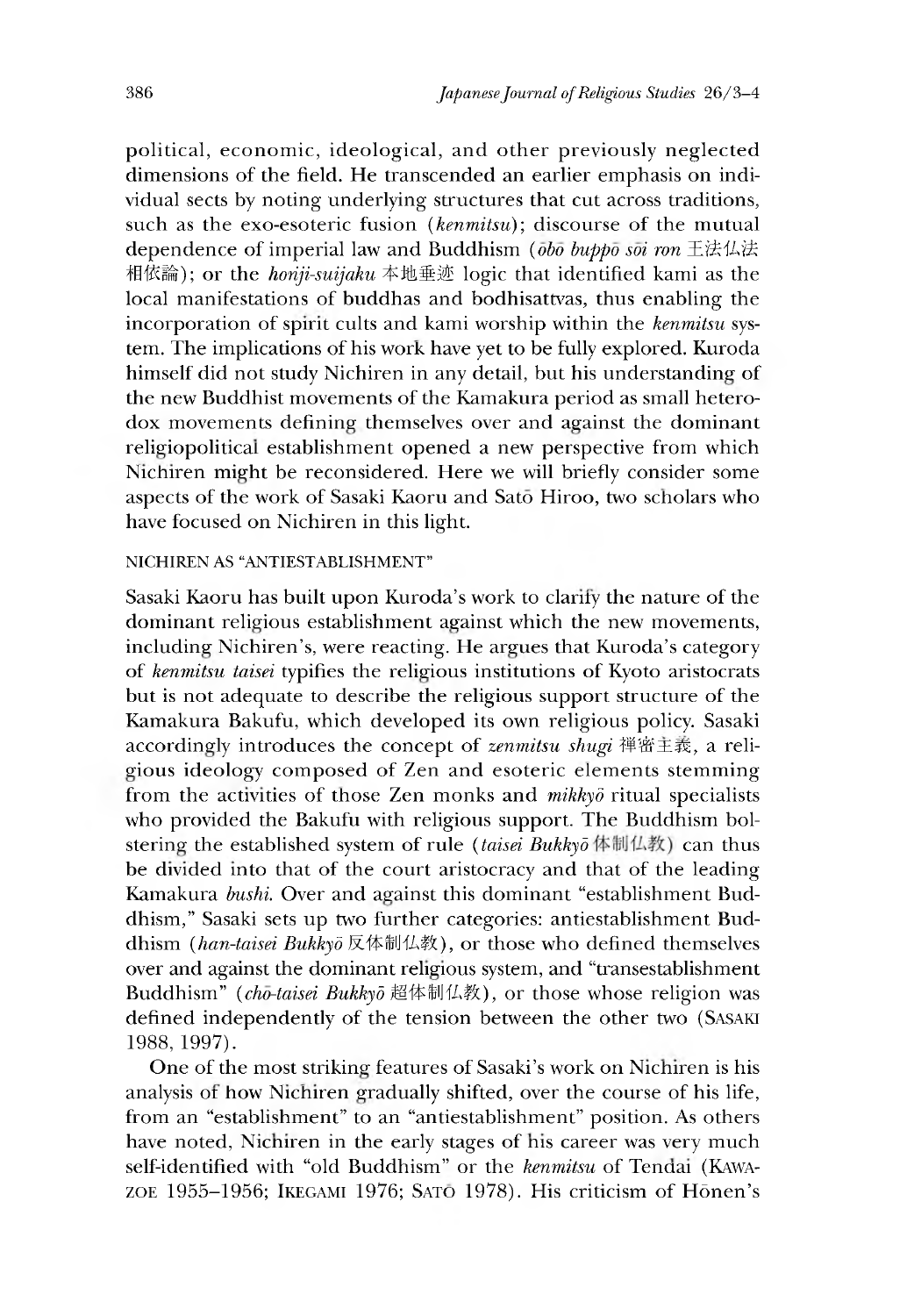political, economic, ideological, and other previously neglected dimensions of the field. He transcended an earlier emphasis on individual sects by noting underlying structures that cut across traditions, such as the exo-esoteric fusion (*kenmitsu*); discourse of the mutual dependence of imperial law and Buddhism (*ōbō buppō sōi ron* 王法仏法相依論); or the *honji-suijaku* 本地垂迹 logic that identified kami as the local manifestations of buddhas and bodhisattvas, thus enabling the incorporation of spirit cults and kami worship within the *kenmitsu* system. The implications of his work have yet to be fully explored. Kuroda himself did not study Nichiren in any detail, but his understanding of the new Buddhist movements of the Kamakura period as small heterodox movements defining themselves over and against the dominant religiopolitical establishment opened a new perspective from which Nichiren might be reconsidered. Here we will briefly consider some aspects of the work of Sasaki Kaoru and Satō Hiroo, two scholars who have focused on Nichiren in this light.

### NICHIREN AS "ANTIESTABLISHMENT"

Sasaki Kaoru has built upon Kuroda's work to clarify the nature of the dominant religious establishment against which the new movements, including Nichiren's, were reacting. He argues that Kuroda's category of *kenmitsu taisei* typifies the religious institutions of Kyoto aristocrats but is not adequate to describe the religious support structure of the Kamakura Bakufu, which developed its own religious policy. Sasaki accordingly introduces the concept of *zenmitsu shugi* 禅密主義, a religious ideology composed of Zen and esoteric elements stemming from the activities of those Zen monks and *mikkyō* ritual specialists who provided the Bakufu with religious support. The Buddhism bolstering the established system of rule (*taisei Bukkyō* 体制仏教) can thus be divided into that of the court aristocracy and that of the leading Kamakura *bushi*. Over and against this dominant "establishment Buddhism," Sasaki sets up two further categories: antiestablishment Buddhism (*han-taisei Bukkyō* 反体制仏教), or those who defined themselves over and against the dominant religious system, and "transestablishment Buddhism" (*chō-taisei Bukkyō* 超体制仏教), or those whose religion was defined independently of the tension between the other two (SASAKI 1988, 1997).

One of the most striking features of Sasaki's work on Nichiren is his analysis of how Nichiren gradually shifted, over the course of his life, from an "establishment" to an "antiestablishment" position. As others have noted, Nichiren in the early stages of his career was very much self-identified with "old Buddhism" or the *kenmitsu* of Tendai (KAWAZOE 1955–1956; IKEGAMI 1976; SATŌ 1978). His criticism of Hōnen's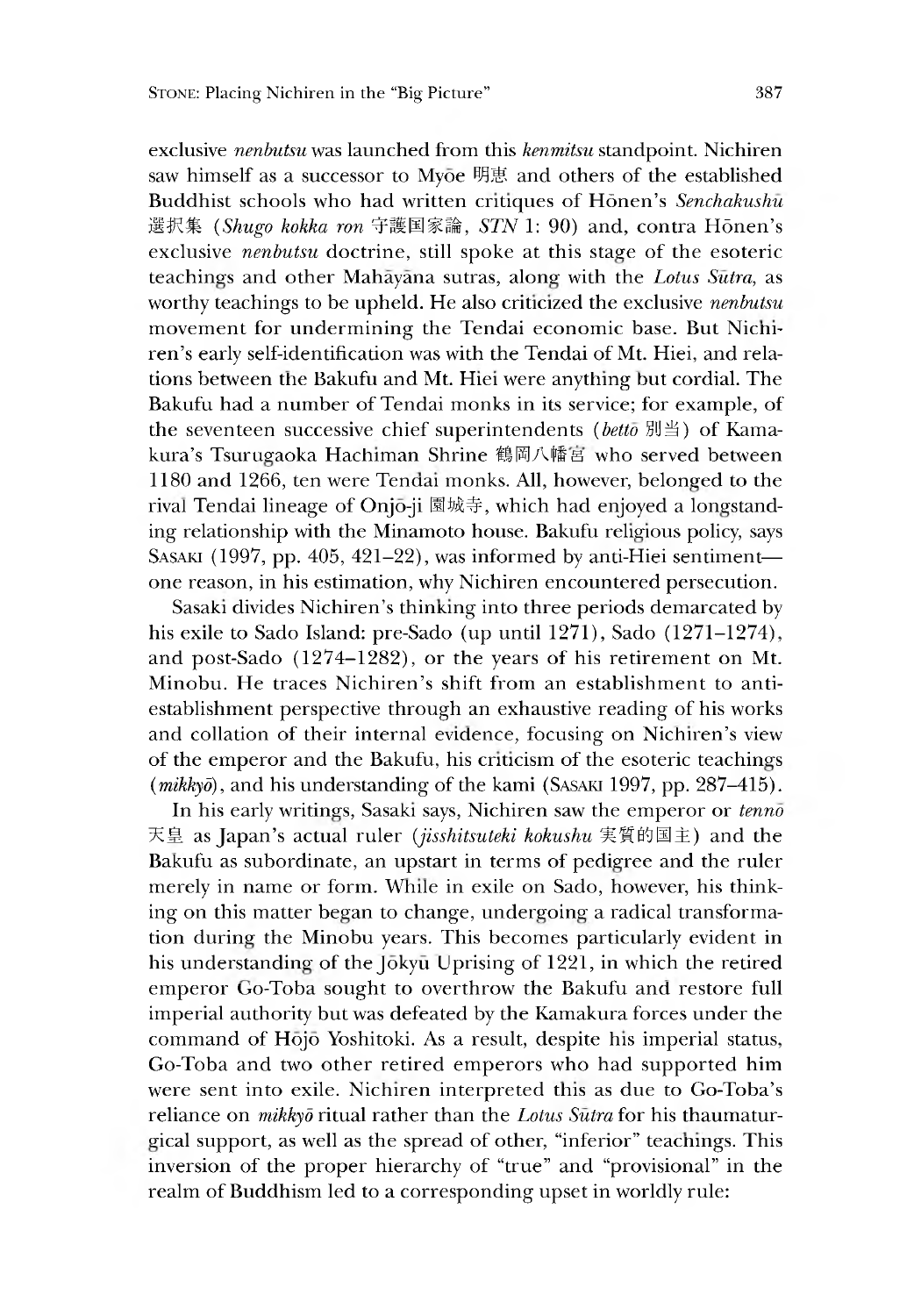exclusive *nenbutsu* was launched from this *kenmitsu* standpoint. Nichiren saw himself as a successor to Myōe 明恵 and others of the established Buddhist schools who had written critiques of Hōnen's *Senchakushū* 選択集 (*Shugo kokka ron* 守護国家論, *STN* 1: 90) and, contra Hōnen's exclusive *nenbutsu* doctrine, still spoke at this stage of the esoteric teachings and other Mahāyāna sutras, along with the *Lotus Sūtra*, as worthy teachings to be upheld. He also criticized the exclusive *nenbutsu* movement for undermining the Tendai economic base. But Nichiren's early self-identification was with the Tendai of Mt. Hiei, and relations between the Bakufu and Mt. Hiei were anything but cordial. The Bakufu had a number of Tendai monks in its service; for example, of the seventeen successive chief superintendents (*bettō* 別当) of Kamakura's Tsurugaoka Hachiman Shrine 鶴岡八幡宮 who served between 1180 and 1266, ten were Tendai monks. All, however, belonged to the rival Tendai lineage of Onjō-ji 園城寺, which had enjoyed a longstanding relationship with the Minamoto house. Bakufu religious policy, says Sasaki (1997, pp. 405, 421–22), was informed by anti-Hiei sentiment—one reason, in his estimation, why Nichiren encountered persecution.

Sasaki divides Nichiren's thinking into three periods demarcated by his exile to Sado Island: pre-Sado (up until 1271), Sado (1271–1274), and post-Sado (1274–1282), or the years of his retirement on Mt. Minobu. He traces Nichiren's shift from an establishment to anti-establishment perspective through an exhaustive reading of his works and collation of their internal evidence, focusing on Nichiren's view of the emperor and the Bakufu, his criticism of the esoteric teachings (*mikkyō*), and his understanding of the kami (Sasaki 1997, pp. 287–415).

In his early writings, Sasaki says, Nichiren saw the emperor or *tennō* 天皇 as Japan's actual ruler (*jisshitsuteki kokushu* 実質的国主) and the Bakufu as subordinate, an upstart in terms of pedigree and the ruler merely in name or form. While in exile on Sado, however, his thinking on this matter began to change, undergoing a radical transformation during the Minobu years. This becomes particularly evident in his understanding of the Jōkyū Uprising of 1221, in which the retired emperor Go-Toba sought to overthrow the Bakufu and restore full imperial authority but was defeated by the Kamakura forces under the command of Hōjō Yoshitoki. As a result, despite his imperial status, Go-Toba and two other retired emperors who had supported him were sent into exile. Nichiren interpreted this as due to Go-Toba's reliance on *mikkyō* ritual rather than the *Lotus Sūtra* for his thaumaturgical support, as well as the spread of other, "inferior" teachings. This inversion of the proper hierarchy of "true" and "provisional" in the realm of Buddhism led to a corresponding upset in worldly rule: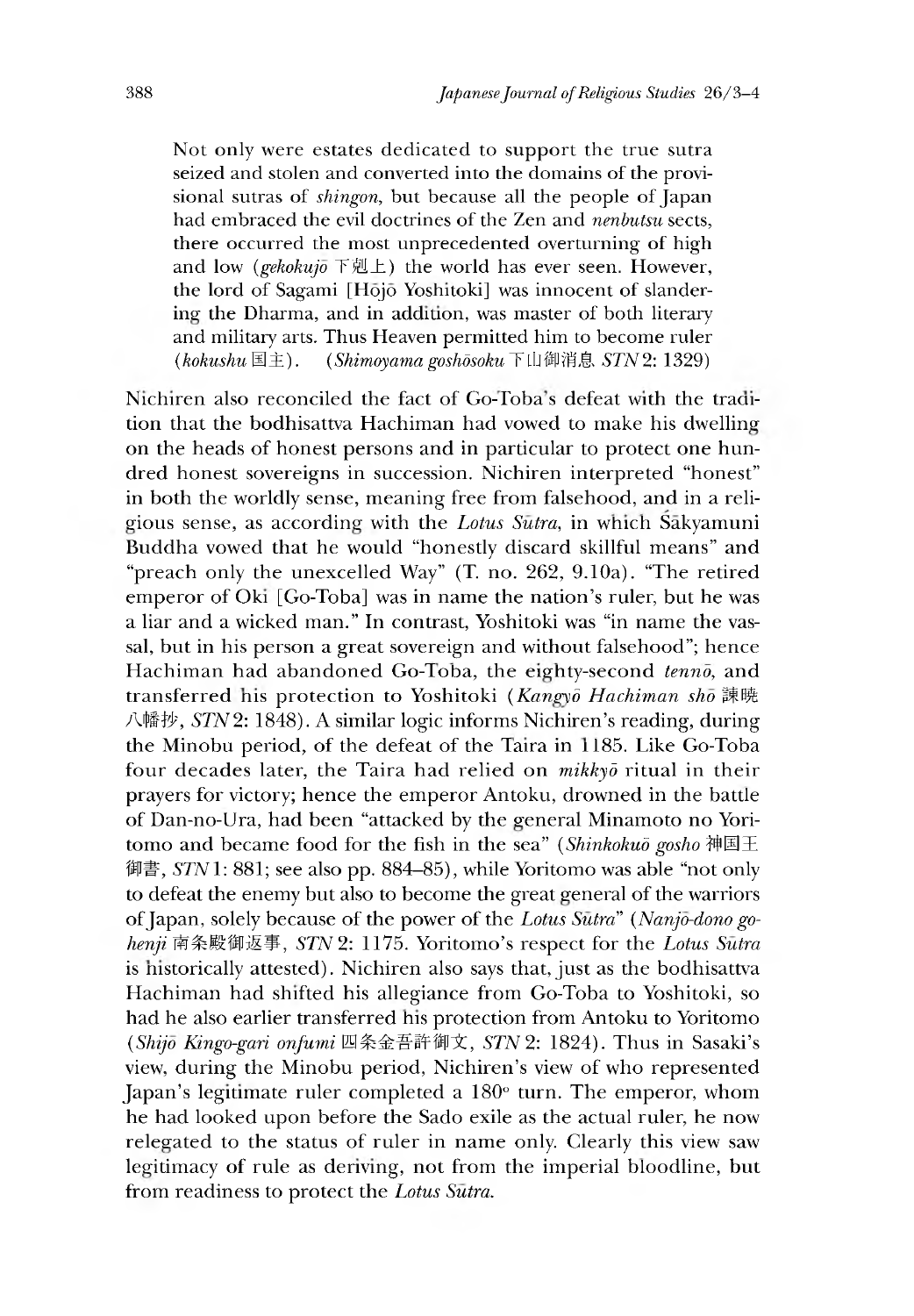> Not only were estates dedicated to support the true sutra seized and stolen and converted into the domains of the provisional sutras of *shingon*, but because all the people of Japan had embraced the evil doctrines of the Zen and *nenbutsu* sects, there occurred the most unprecedented overturning of high and low (*gekokujō* 下剋上) the world has ever seen. However, the lord of Sagami [Hōjō Yoshitoki] was innocent of slandering the Dharma, and in addition, was master of both literary and military arts. Thus Heaven permitted him to become ruler (*kokushu* 国主). (*Shimoyama goshōsoku* 下山御消息 *STN* 2: 1329)

Nichiren also reconciled the fact of Go-Toba's defeat with the tradition that the bodhisattva Hachiman had vowed to make his dwelling on the heads of honest persons and in particular to protect one hundred honest sovereigns in succession. Nichiren interpreted "honest" in both the worldly sense, meaning free from falsehood, and in a religious sense, as according with the *Lotus Sūtra*, in which Śākyamuni Buddha vowed that he would "honestly discard skillful means" and "preach only the unexcelled Way" (T. no. 262, 9.10a). "The retired emperor of Oki [Go-Toba] was in name the nation's ruler, but he was a liar and a wicked man." In contrast, Yoshitoki was "in name the vassal, but in his person a great sovereign and without falsehood"; hence Hachiman had abandoned Go-Toba, the eighty-second *tennō*, and transferred his protection to Yoshitoki (*Kangyō Hachiman shō* 諫暁八幡抄, *STN* 2: 1848). A similar logic informs Nichiren's reading, during the Minobu period, of the defeat of the Taira in 1185. Like Go-Toba four decades later, the Taira had relied on *mikkyō* ritual in their prayers for victory; hence the emperor Antoku, drowned in the battle of Dan-no-Ura, had been "attacked by the general Minamoto no Yoritomo and became food for the fish in the sea" (*Shinkokuō gosho* 神国王御書, *STN* 1: 881; see also pp. 884–85), while Yoritomo was able "not only to defeat the enemy but also to become the great general of the warriors of Japan, solely because of the power of the *Lotus Sūtra*" (*Nanjō-dono gohenji* 南条殿御返事, *STN* 2: 1175. Yoritomo's respect for the *Lotus Sūtra* is historically attested). Nichiren also says that, just as the bodhisattva Hachiman had shifted his allegiance from Go-Toba to Yoshitoki, so had he also earlier transferred his protection from Antoku to Yoritomo (*Shijō Kingo-gari onfumi* 四条金吾許御文, *STN* 2: 1824). Thus in Sasaki's view, during the Minobu period, Nichiren's view of who represented Japan's legitimate ruler completed a 180° turn. The emperor, whom he had looked upon before the Sado exile as the actual ruler, he now relegated to the status of ruler in name only. Clearly this view saw legitimacy of rule as deriving, not from the imperial bloodline, but from readiness to protect the *Lotus Sūtra*.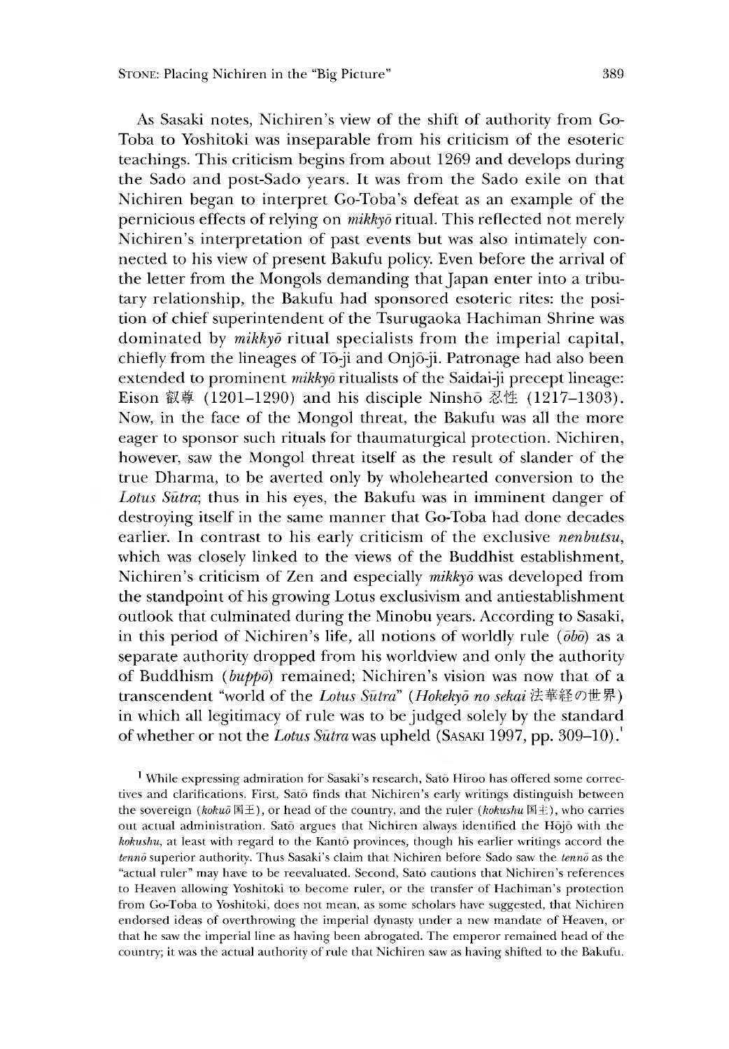As Sasaki notes, Nichiren's view of the shift of authority from Go-Toba to Yoshitoki was inseparable from his criticism of the esoteric teachings. This criticism begins from about 1269 and develops during the Sado and post-Sado years. It was from the Sado exile on that Nichiren began to interpret Go-Toba's defeat as an example of the pernicious effects of relying on *mikkyō* ritual. This reflected not merely Nichiren's interpretation of past events but was also intimately connected to his view of present Bakufu policy. Even before the arrival of the letter from the Mongols demanding that Japan enter into a tributary relationship, the Bakufu had sponsored esoteric rites: the position of chief superintendent of the Tsurugaoka Hachiman Shrine was dominated by *mikkyō* ritual specialists from the imperial capital, chiefly from the lineages of Tō-ji and Onjō-ji. Patronage had also been extended to prominent *mikkyō* ritualists of the Saidai-ji precept lineage: Eison 叡尊 (1201–1290) and his disciple Ninshō 忍性 (1217–1303). Now, in the face of the Mongol threat, the Bakufu was all the more eager to sponsor such rituals for thaumaturgical protection. Nichiren, however, saw the Mongol threat itself as the result of slander of the true Dharma, to be averted only by wholehearted conversion to the *Lotus Sūtra*; thus in his eyes, the Bakufu was in imminent danger of destroying itself in the same manner that Go-Toba had done decades earlier. In contrast to his early criticism of the exclusive *nenbutsu*, which was closely linked to the views of the Buddhist establishment, Nichiren's criticism of Zen and especially *mikkyō* was developed from the standpoint of his growing Lotus exclusivism and antiestablishment outlook that culminated during the Minobu years. According to Sasaki, in this period of Nichiren's life, all notions of worldly rule (*ōbō*) as a separate authority dropped from his worldview and only the authority of Buddhism (*buppō*) remained; Nichiren's vision was now that of a transcendent "world of the *Lotus Sūtra*" (*Hokekyō no sekai* 法華経の世界) in which all legitimacy of rule was to be judged solely by the standard of whether or not the *Lotus Sūtra* was upheld (SASAKI 1997, pp. 309–10).[1]

[1] While expressing admiration for Sasaki's research, Satō Hiroo has offered some correctives and clarifications. First, Satō finds that Nichiren's early writings distinguish between the sovereign (*kokuō* 国王), or head of the country, and the ruler (*kokushu* 国主), who carries out actual administration. Satō argues that Nichiren always identified the Hōjō with the *kokushu*, at least with regard to the Kantō provinces, though his earlier writings accord the *tennō* superior authority. Thus Sasaki's claim that Nichiren before Sado saw the *tennō* as the "actual ruler" may have to be reevaluated. Second, Satō cautions that Nichiren's references to Heaven allowing Yoshitoki to become ruler, or the transfer of Hachiman's protection from Go-Toba to Yoshitoki, does not mean, as some scholars have suggested, that Nichiren endorsed ideas of overthrowing the imperial dynasty under a new mandate of Heaven, or that he saw the imperial line as having been abrogated. The emperor remained head of the country; it was the actual authority of rule that Nichiren saw as having shifted to the Bakufu.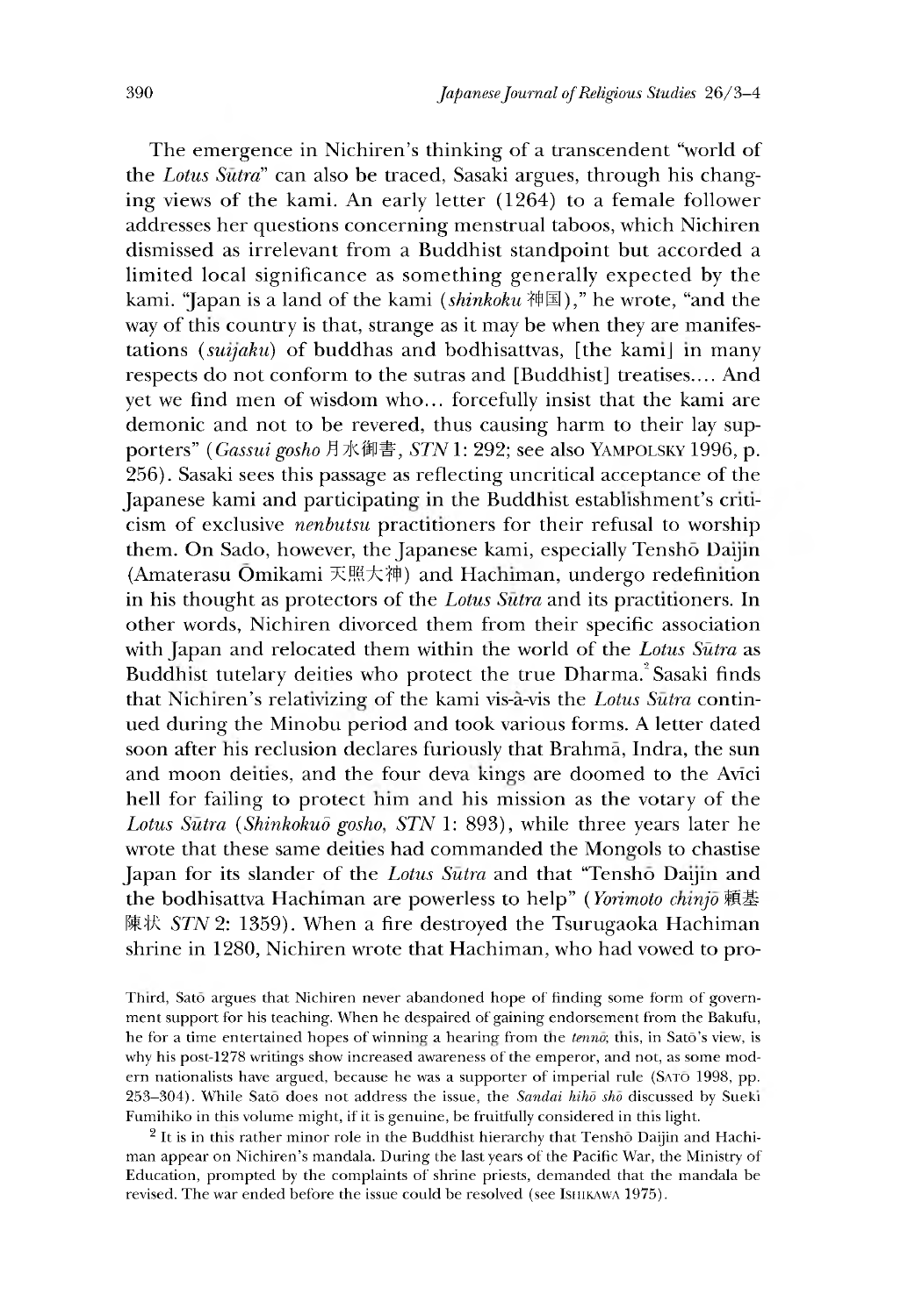The emergence in Nichiren's thinking of a transcendent "world of the *Lotus Sūtra*" can also be traced, Sasaki argues, through his changing views of the kami. An early letter (1264) to a female follower addresses her questions concerning menstrual taboos, which Nichiren dismissed as irrelevant from a Buddhist standpoint but accorded a limited local significance as something generally expected by the kami. "Japan is a land of the kami (*shinkoku* 神国)," he wrote, "and the way of this country is that, strange as it may be when they are manifestations (*suijaku*) of buddhas and bodhisattvas, [the kami] in many respects do not conform to the sutras and [Buddhist] treatises.... And yet we find men of wisdom who... forcefully insist that the kami are demonic and not to be revered, thus causing harm to their lay supporters" (*Gassui gosho* 月水御書, *STN* 1: 292; see also YAMPOLSKY 1996, p. 256). Sasaki sees this passage as reflecting uncritical acceptance of the Japanese kami and participating in the Buddhist establishment's criticism of exclusive *nenbutsu* practitioners for their refusal to worship them. On Sado, however, the Japanese kami, especially Tenshō Daijin (Amaterasu Ōmikami 天照大神) and Hachiman, undergo redefinition in his thought as protectors of the *Lotus Sūtra* and its practitioners. In other words, Nichiren divorced them from their specific association with Japan and relocated them within the world of the *Lotus Sūtra* as Buddhist tutelary deities who protect the true Dharma.[2] Sasaki finds that Nichiren's relativizing of the kami vis-à-vis the *Lotus Sūtra* continued during the Minobu period and took various forms. A letter dated soon after his reclusion declares furiously that Brahmā, Indra, the sun and moon deities, and the four deva kings are doomed to the Avīci hell for failing to protect him and his mission as the votary of the *Lotus Sūtra* (*Shinkokuō gosho*, *STN* 1: 893), while three years later he wrote that these same deities had commanded the Mongols to chastise Japan for its slander of the *Lotus Sūtra* and that "Tenshō Daijin and the bodhisattva Hachiman are powerless to help" (*Yorimoto chinjō* 頼基陳状 *STN* 2: 1359). When a fire destroyed the Tsurugaoka Hachiman shrine in 1280, Nichiren wrote that Hachiman, who had vowed to pro-

Third, Satō argues that Nichiren never abandoned hope of finding some form of government support for his teaching. When he despaired of gaining endorsement from the Bakufu, he for a time entertained hopes of winning a hearing from the *tennō*; this, in Satō's view, is why his post-1278 writings show increased awareness of the emperor, and not, as some modern nationalists have argued, because he was a supporter of imperial rule (SATŌ 1998, pp. 253–304). While Satō does not address the issue, the *Sandai hihō shō* discussed by Sueki Fumihiko in this volume might, if it is genuine, be fruitfully considered in this light.

[2] It is in this rather minor role in the Buddhist hierarchy that Tenshō Daijin and Hachiman appear on Nichiren's mandala. During the last years of the Pacific War, the Ministry of Education, prompted by the complaints of shrine priests, demanded that the mandala be revised. The war ended before the issue could be resolved (see ISHIKAWA 1975).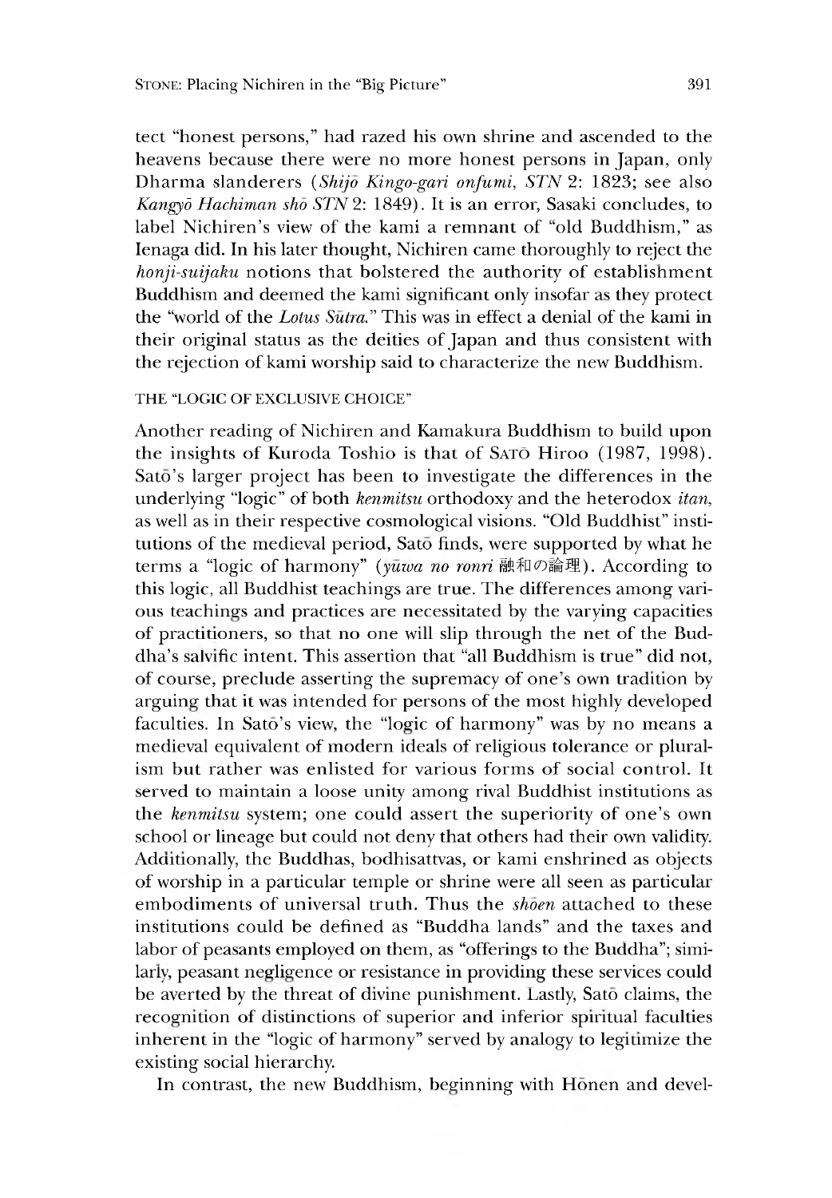tect "honest persons," had razed his own shrine and ascended to the heavens because there were no more honest persons in Japan, only Dharma slanderers (*Shijō Kingo-gari onfumi*, *STN* 2: 1823; see also *Kangyō Hachiman shō STN* 2: 1849). It is an error, Sasaki concludes, to label Nichiren's view of the kami a remnant of "old Buddhism," as Ienaga did. In his later thought, Nichiren came thoroughly to reject the *honji-suijaku* notions that bolstered the authority of establishment Buddhism and deemed the kami significant only insofar as they protect the "world of the *Lotus Sūtra*." This was in effect a denial of the kami in their original status as the deities of Japan and thus consistent with the rejection of kami worship said to characterize the new Buddhism.

### THE "LOGIC OF EXCLUSIVE CHOICE"

Another reading of Nichiren and Kamakura Buddhism to build upon the insights of Kuroda Toshio is that of SATŌ Hiroo (1987, 1998). Satō's larger project has been to investigate the differences in the underlying "logic" of both *kenmitsu* orthodoxy and the heterodox *itan*, as well as in their respective cosmological visions. "Old Buddhist" institutions of the medieval period, Satō finds, were supported by what he terms a "logic of harmony" (*yūwa no ronri* 融和の論理). According to this logic, all Buddhist teachings are true. The differences among various teachings and practices are necessitated by the varying capacities of practitioners, so that no one will slip through the net of the Buddha's salvific intent. This assertion that "all Buddhism is true" did not, of course, preclude asserting the supremacy of one's own tradition by arguing that it was intended for persons of the most highly developed faculties. In Satō's view, the "logic of harmony" was by no means a medieval equivalent of modern ideals of religious tolerance or pluralism but rather was enlisted for various forms of social control. It served to maintain a loose unity among rival Buddhist institutions as the *kenmitsu* system; one could assert the superiority of one's own school or lineage but could not deny that others had their own validity. Additionally, the Buddhas, bodhisattvas, or kami enshrined as objects of worship in a particular temple or shrine were all seen as particular embodiments of universal truth. Thus the *shōen* attached to these institutions could be defined as "Buddha lands" and the taxes and labor of peasants employed on them, as "offerings to the Buddha"; similarly, peasant negligence or resistance in providing these services could be averted by the threat of divine punishment. Lastly, Satō claims, the recognition of distinctions of superior and inferior spiritual faculties inherent in the "logic of harmony" served by analogy to legitimize the existing social hierarchy.

In contrast, the new Buddhism, beginning with Hōnen and devel-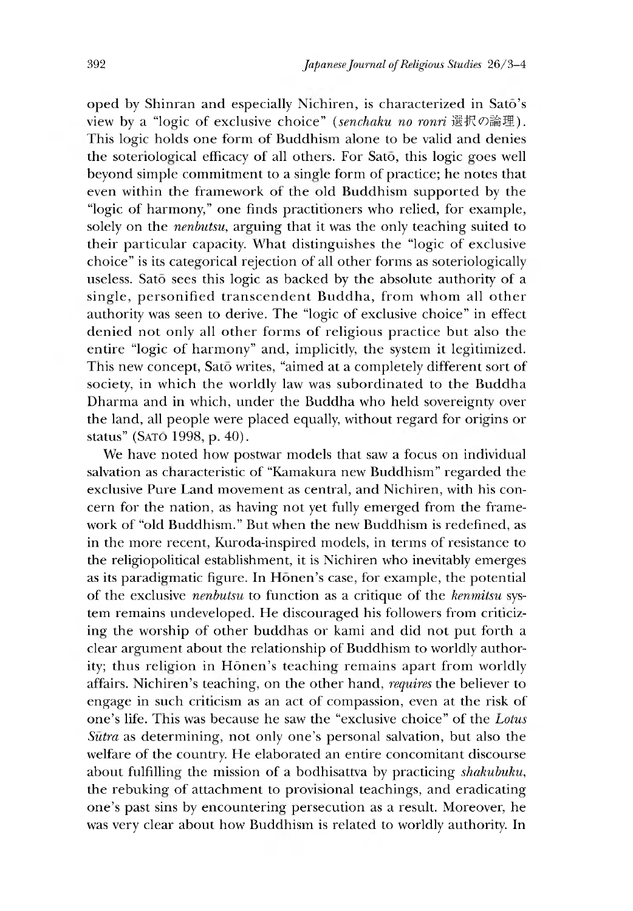oped by Shinran and especially Nichiren, is characterized in Satō's view by a "logic of exclusive choice" (*senchaku no ronri* 選択の論理). This logic holds one form of Buddhism alone to be valid and denies the soteriological efficacy of all others. For Satō, this logic goes well beyond simple commitment to a single form of practice; he notes that even within the framework of the old Buddhism supported by the "logic of harmony," one finds practitioners who relied, for example, solely on the *nenbutsu*, arguing that it was the only teaching suited to their particular capacity. What distinguishes the "logic of exclusive choice" is its categorical rejection of all other forms as soteriologically useless. Satō sees this logic as backed by the absolute authority of a single, personified transcendent Buddha, from whom all other authority was seen to derive. The "logic of exclusive choice" in effect denied not only all other forms of religious practice but also the entire "logic of harmony" and, implicitly, the system it legitimized. This new concept, Satō writes, "aimed at a completely different sort of society, in which the worldly law was subordinated to the Buddha Dharma and in which, under the Buddha who held sovereignty over the land, all people were placed equally, without regard for origins or status" (SATŌ 1998, p. 40).

We have noted how postwar models that saw a focus on individual salvation as characteristic of "Kamakura new Buddhism" regarded the exclusive Pure Land movement as central, and Nichiren, with his concern for the nation, as having not yet fully emerged from the framework of "old Buddhism." But when the new Buddhism is redefined, as in the more recent, Kuroda-inspired models, in terms of resistance to the religiopolitical establishment, it is Nichiren who inevitably emerges as its paradigmatic figure. In Hōnen's case, for example, the potential of the exclusive *nenbutsu* to function as a critique of the *kenmitsu* system remains undeveloped. He discouraged his followers from criticizing the worship of other buddhas or kami and did not put forth a clear argument about the relationship of Buddhism to worldly authority; thus religion in Hōnen's teaching remains apart from worldly affairs. Nichiren's teaching, on the other hand, *requires* the believer to engage in such criticism as an act of compassion, even at the risk of one's life. This was because he saw the "exclusive choice" of the *Lotus Sūtra* as determining, not only one's personal salvation, but also the welfare of the country. He elaborated an entire concomitant discourse about fulfilling the mission of a bodhisattva by practicing *shakubuku*, the rebuking of attachment to provisional teachings, and eradicating one's past sins by encountering persecution as a result. Moreover, he was very clear about how Buddhism is related to worldly authority. In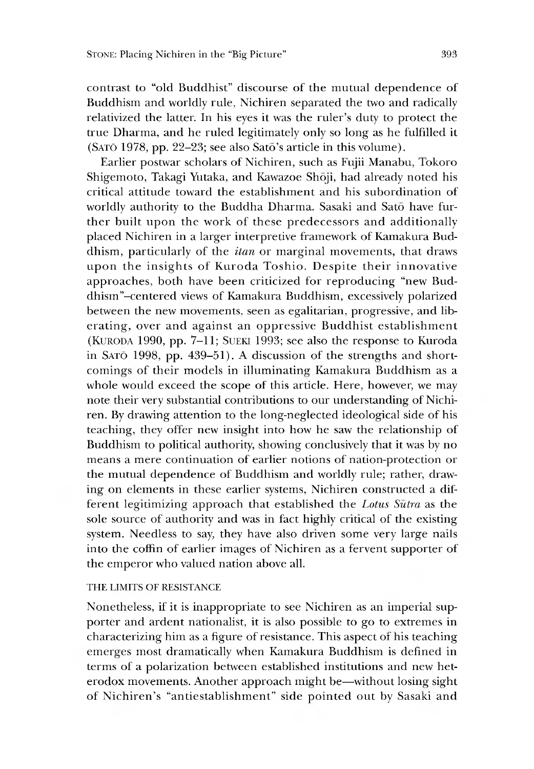contrast to "old Buddhist" discourse of the mutual dependence of Buddhism and worldly rule, Nichiren separated the two and radically relativized the latter. In his eyes it was the ruler's duty to protect the true Dharma, and he ruled legitimately only so long as he fulfilled it (SATŌ 1978, pp. 22–23; see also Satō's article in this volume).

Earlier postwar scholars of Nichiren, such as Fujii Manabu, Tokoro Shigemoto, Takagi Yutaka, and Kawazoe Shōji, had already noted his critical attitude toward the establishment and his subordination of worldly authority to the Buddha Dharma. Sasaki and Satō have further built upon the work of these predecessors and additionally placed Nichiren in a larger interpretive framework of Kamakura Buddhism, particularly of the *itan* or marginal movements, that draws upon the insights of Kuroda Toshio. Despite their innovative approaches, both have been criticized for reproducing "new Buddhism"–centered views of Kamakura Buddhism, excessively polarized between the new movements, seen as egalitarian, progressive, and liberating, over and against an oppressive Buddhist establishment (KURODA 1990, pp. 7–11; SUEKI 1993; see also the response to Kuroda in SATŌ 1998, pp. 439–51). A discussion of the strengths and shortcomings of their models in illuminating Kamakura Buddhism as a whole would exceed the scope of this article. Here, however, we may note their very substantial contributions to our understanding of Nichiren. By drawing attention to the long-neglected ideological side of his teaching, they offer new insight into how he saw the relationship of Buddhism to political authority, showing conclusively that it was by no means a mere continuation of earlier notions of nation-protection or the mutual dependence of Buddhism and worldly rule; rather, drawing on elements in these earlier systems, Nichiren constructed a different legitimizing approach that established the *Lotus Sūtra* as the sole source of authority and was in fact highly critical of the existing system. Needless to say, they have also driven some very large nails into the coffin of earlier images of Nichiren as a fervent supporter of the emperor who valued nation above all.

### THE LIMITS OF RESISTANCE

Nonetheless, if it is inappropriate to see Nichiren as an imperial supporter and ardent nationalist, it is also possible to go to extremes in characterizing him as a figure of resistance. This aspect of his teaching emerges most dramatically when Kamakura Buddhism is defined in terms of a polarization between established institutions and new heterodox movements. Another approach might be—without losing sight of Nichiren's "antiestablishment" side pointed out by Sasaki and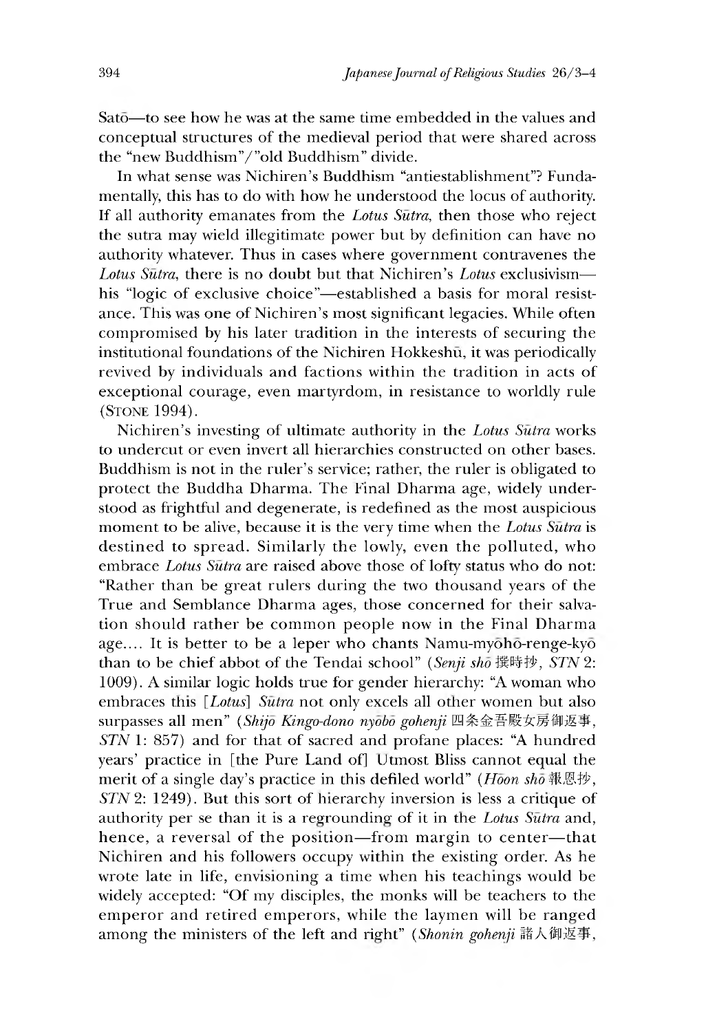Satō—to see how he was at the same time embedded in the values and conceptual structures of the medieval period that were shared across the "new Buddhism"/"old Buddhism" divide.

In what sense was Nichiren's Buddhism "antiestablishment"? Fundamentally, this has to do with how he understood the locus of authority. If all authority emanates from the *Lotus Sūtra*, then those who reject the sutra may wield illegitimate power but by definition can have no authority whatever. Thus in cases where government contravenes the *Lotus Sūtra*, there is no doubt but that Nichiren's *Lotus* exclusivism—his "logic of exclusive choice"—established a basis for moral resistance. This was one of Nichiren's most significant legacies. While often compromised by his later tradition in the interests of securing the institutional foundations of the Nichiren Hokkeshū, it was periodically revived by individuals and factions within the tradition in acts of exceptional courage, even martyrdom, in resistance to worldly rule (Stone 1994).

Nichiren's investing of ultimate authority in the *Lotus Sūtra* works to undercut or even invert all hierarchies constructed on other bases. Buddhism is not in the ruler's service; rather, the ruler is obligated to protect the Buddha Dharma. The Final Dharma age, widely understood as frightful and degenerate, is redefined as the most auspicious moment to be alive, because it is the very time when the *Lotus Sūtra* is destined to spread. Similarly the lowly, even the polluted, who embrace *Lotus Sūtra* are raised above those of lofty status who do not: "Rather than be great rulers during the two thousand years of the True and Semblance Dharma ages, those concerned for their salvation should rather be common people now in the Final Dharma age.... It is better to be a leper who chants Namu-myōhō-renge-kyō than to be chief abbot of the Tendai school" (*Senji shō* 撰時抄, *STN* 2: 1009). A similar logic holds true for gender hierarchy: "A woman who embraces this [*Lotus*] *Sūtra* not only excels all other women but also surpasses all men" (*Shijō Kingo-dono nyōbō gohenji* 四条金吾殿女房御返事, *STN* 1: 857) and for that of sacred and profane places: "A hundred years' practice in [the Pure Land of] Utmost Bliss cannot equal the merit of a single day's practice in this defiled world" (*Hōon shō* 報恩抄, *STN* 2: 1249). But this sort of hierarchy inversion is less a critique of authority per se than it is a regrounding of it in the *Lotus Sūtra* and, hence, a reversal of the position—from margin to center—that Nichiren and his followers occupy within the existing order. As he wrote late in life, envisioning a time when his teachings would be widely accepted: "Of my disciples, the monks will be teachers to the emperor and retired emperors, while the laymen will be ranged among the ministers of the left and right" (*Shonin gohenji* 諸人御返事,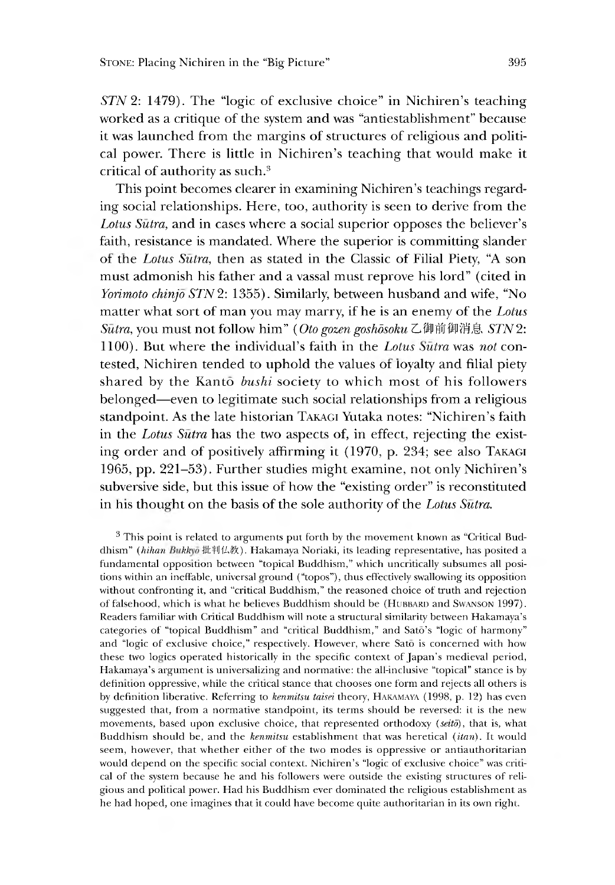*STN* 2: 1479). The "logic of exclusive choice" in Nichiren's teaching worked as a critique of the system and was "antiestablishment" because it was launched from the margins of structures of religious and political power. There is little in Nichiren's teaching that would make it critical of authority as such.[3]

This point becomes clearer in examining Nichiren's teachings regarding social relationships. Here, too, authority is seen to derive from the *Lotus Sūtra*, and in cases where a social superior opposes the believer's faith, resistance is mandated. Where the superior is committing slander of the *Lotus Sūtra*, then as stated in the Classic of Filial Piety, "A son must admonish his father and a vassal must reprove his lord" (cited in *Yorimoto chinjō STN* 2: 1355). Similarly, between husband and wife, "No matter what sort of man you may marry, if he is an enemy of the *Lotus Sūtra*, you must not follow him" (*Oto gozen goshōsoku* 乙御前御消息 *STN* 2: 1100). But where the individual's faith in the *Lotus Sūtra* was *not* contested, Nichiren tended to uphold the values of loyalty and filial piety shared by the Kantō *bushi* society to which most of his followers belonged—even to legitimate such social relationships from a religious standpoint. As the late historian TAKAGI Yutaka notes: "Nichiren's faith in the *Lotus Sūtra* has the two aspects of, in effect, rejecting the existing order and of positively affirming it (1970, p. 234; see also TAKAGI 1965, pp. 221–53). Further studies might examine, not only Nichiren's subversive side, but this issue of how the "existing order" is reconstituted in his thought on the basis of the sole authority of the *Lotus Sūtra*.

[3] This point is related to arguments put forth by the movement known as "Critical Buddhism" (*hihan Bukkyō* 批判仏教). Hakamaya Noriaki, its leading representative, has posited a fundamental opposition between "topical Buddhism," which uncritically subsumes all positions within an ineffable, universal ground ("topos"), thus effectively swallowing its opposition without confronting it, and "critical Buddhism," the reasoned choice of truth and rejection of falsehood, which is what he believes Buddhism should be (HUBBARD and SWANSON 1997). Readers familiar with Critical Buddhism will note a structural similarity between Hakamaya's categories of "topical Buddhism" and "critical Buddhism," and Satō's "logic of harmony" and "logic of exclusive choice," respectively. However, where Satō is concerned with how these two logics operated historically in the specific context of Japan's medieval period, Hakamaya's argument is universalizing and normative: the all-inclusive "topical" stance is by definition oppressive, while the critical stance that chooses one form and rejects all others is by definition liberative. Referring to *kenmitsu taisei* theory, HAKAMAYA (1998, p. 12) has even suggested that, from a normative standpoint, its terms should be reversed: it is the new movements, based upon exclusive choice, that represented orthodoxy (*seitō*), that is, what Buddhism should be, and the *kenmitsu* establishment that was heretical (*itan*). It would seem, however, that whether either of the two modes is oppressive or antiauthoritarian would depend on the specific social context. Nichiren's "logic of exclusive choice" was critical of the system because he and his followers were outside the existing structures of religious and political power. Had his Buddhism ever dominated the religious establishment as he had hoped, one imagines that it could have become quite authoritarian in its own right.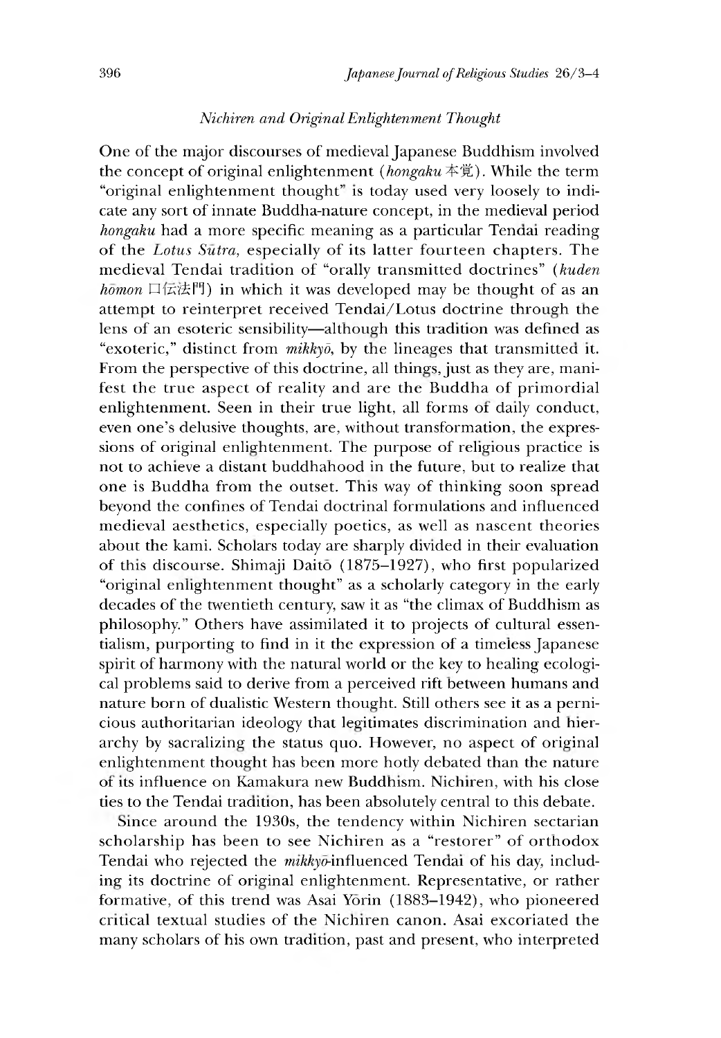### *Nichiren and Original Enlightenment Thought*

One of the major discourses of medieval Japanese Buddhism involved the concept of original enlightenment (*hongaku* 本覚). While the term "original enlightenment thought" is today used very loosely to indicate any sort of innate Buddha-nature concept, in the medieval period *hongaku* had a more specific meaning as a particular Tendai reading of the *Lotus Sūtra*, especially of its latter fourteen chapters. The medieval Tendai tradition of "orally transmitted doctrines" (*kuden hōmon* 口伝法門) in which it was developed may be thought of as an attempt to reinterpret received Tendai/Lotus doctrine through the lens of an esoteric sensibility—although this tradition was defined as "exoteric," distinct from *mikkyō*, by the lineages that transmitted it. From the perspective of this doctrine, all things, just as they are, manifest the true aspect of reality and are the Buddha of primordial enlightenment. Seen in their true light, all forms of daily conduct, even one's delusive thoughts, are, without transformation, the expressions of original enlightenment. The purpose of religious practice is not to achieve a distant buddhahood in the future, but to realize that one is Buddha from the outset. This way of thinking soon spread beyond the confines of Tendai doctrinal formulations and influenced medieval aesthetics, especially poetics, as well as nascent theories about the kami. Scholars today are sharply divided in their evaluation of this discourse. Shimaji Daitō (1875–1927), who first popularized "original enlightenment thought" as a scholarly category in the early decades of the twentieth century, saw it as "the climax of Buddhism as philosophy." Others have assimilated it to projects of cultural essentialism, purporting to find in it the expression of a timeless Japanese spirit of harmony with the natural world or the key to healing ecological problems said to derive from a perceived rift between humans and nature born of dualistic Western thought. Still others see it as a pernicious authoritarian ideology that legitimates discrimination and hierarchy by sacralizing the status quo. However, no aspect of original enlightenment thought has been more hotly debated than the nature of its influence on Kamakura new Buddhism. Nichiren, with his close ties to the Tendai tradition, has been absolutely central to this debate.

Since around the 1930s, the tendency within Nichiren sectarian scholarship has been to see Nichiren as a "restorer" of orthodox Tendai who rejected the *mikkyō*-influenced Tendai of his day, including its doctrine of original enlightenment. Representative, or rather formative, of this trend was Asai Yōrin (1883–1942), who pioneered critical textual studies of the Nichiren canon. Asai excoriated the many scholars of his own tradition, past and present, who interpreted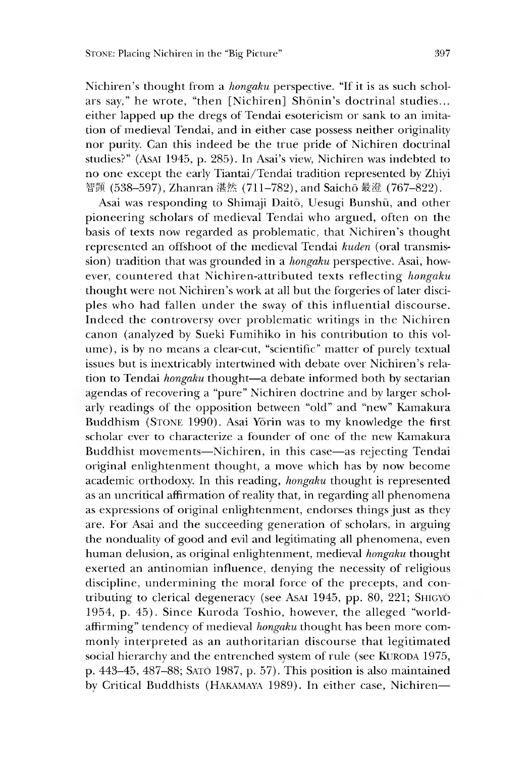Nichiren's thought from a *hongaku* perspective. "If it is as such scholars say," he wrote, "then [Nichiren] Shōnin's doctrinal studies... either lapped up the dregs of Tendai esotericism or sank to an imitation of medieval Tendai, and in either case possess neither originality nor purity. Can this indeed be the true pride of Nichiren doctrinal studies?" (Asai 1945, p. 285). In Asai's view, Nichiren was indebted to no one except the early Tiantai/Tendai tradition represented by Zhiyi 智顗 (538–597), Zhanran 湛然 (711–782), and Saichō 最澄 (767–822).

Asai was responding to Shimaji Daitō, Uesugi Bunshū, and other pioneering scholars of medieval Tendai who argued, often on the basis of texts now regarded as problematic, that Nichiren's thought represented an offshoot of the medieval Tendai *kuden* (oral transmission) tradition that was grounded in a *hongaku* perspective. Asai, however, countered that Nichiren-attributed texts reflecting *hongaku* thought were not Nichiren's work at all but the forgeries of later disciples who had fallen under the sway of this influential discourse. Indeed the controversy over problematic writings in the Nichiren canon (analyzed by Sueki Fumihiko in his contribution to this volume), is by no means a clear-cut, "scientific" matter of purely textual issues but is inextricably intertwined with debate over Nichiren's relation to Tendai *hongaku* thought—a debate informed both by sectarian agendas of recovering a "pure" Nichiren doctrine and by larger scholarly readings of the opposition between "old" and "new" Kamakura Buddhism (Stone 1990). Asai Yōrin was to my knowledge the first scholar ever to characterize a founder of one of the new Kamakura Buddhist movements—Nichiren, in this case—as rejecting Tendai original enlightenment thought, a move which has by now become academic orthodoxy. In this reading, *hongaku* thought is represented as an uncritical affirmation of reality that, in regarding all phenomena as expressions of original enlightenment, endorses things just as they are. For Asai and the succeeding generation of scholars, in arguing the nonduality of good and evil and legitimating all phenomena, even human delusion, as original enlightenment, medieval *hongaku* thought exerted an antinomian influence, denying the necessity of religious discipline, undermining the moral force of the precepts, and contributing to clerical degeneracy (see Asai 1945, pp. 80, 221; Shigyō 1954, p. 45). Since Kuroda Toshio, however, the alleged "world-affirming" tendency of medieval *hongaku* thought has been more commonly interpreted as an authoritarian discourse that legitimated social hierarchy and the entrenched system of rule (see Kuroda 1975, p. 443–45, 487–88; Satō 1987, p. 57). This position is also maintained by Critical Buddhists (Hakamaya 1989). In either case, Nichiren—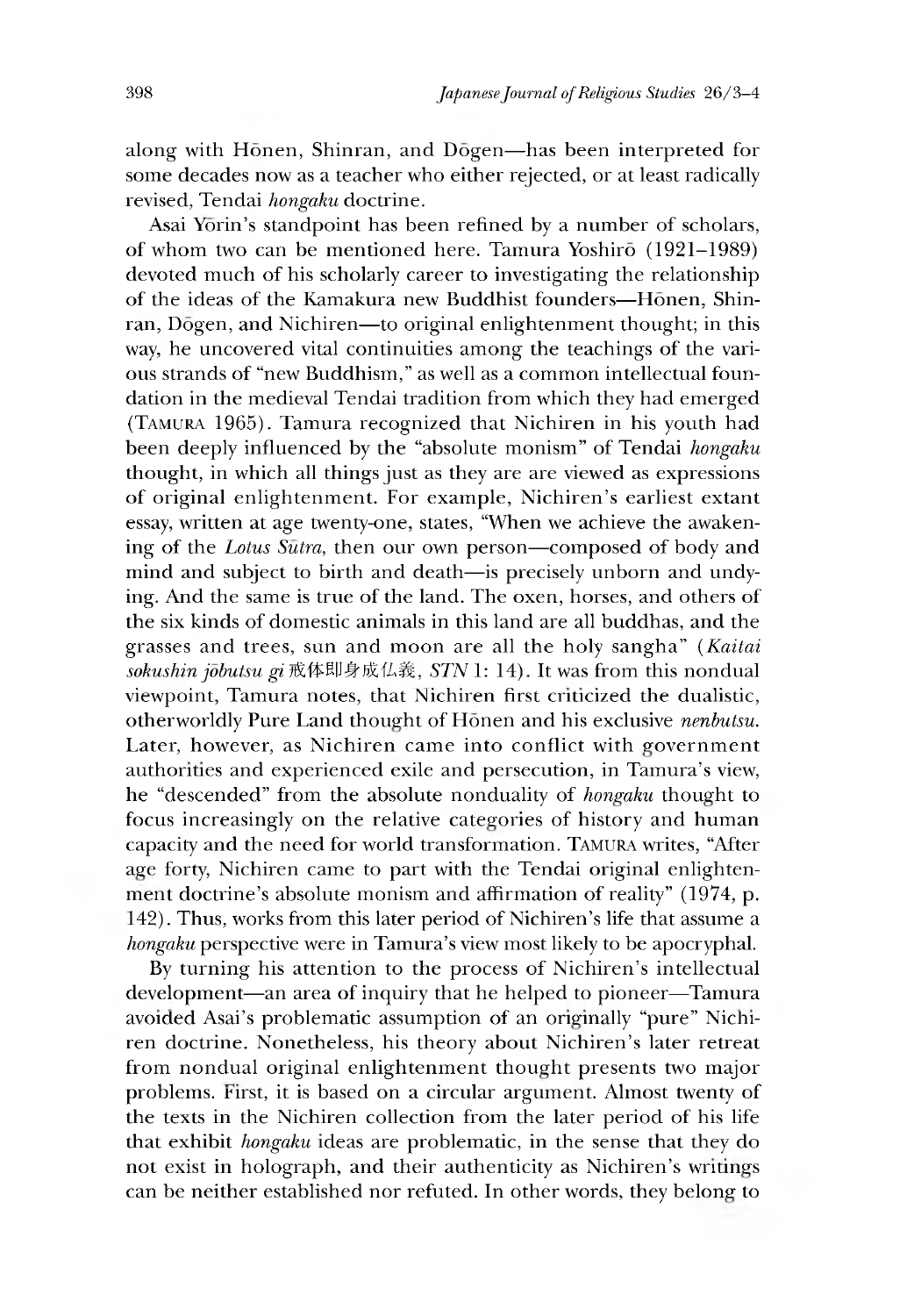along with Hōnen, Shinran, and Dōgen—has been interpreted for some decades now as a teacher who either rejected, or at least radically revised, Tendai *hongaku* doctrine.

Asai Yōrin's standpoint has been refined by a number of scholars, of whom two can be mentioned here. Tamura Yoshirō (1921–1989) devoted much of his scholarly career to investigating the relationship of the ideas of the Kamakura new Buddhist founders—Hōnen, Shinran, Dōgen, and Nichiren—to original enlightenment thought; in this way, he uncovered vital continuities among the teachings of the various strands of "new Buddhism," as well as a common intellectual foundation in the medieval Tendai tradition from which they had emerged (Tamura 1965). Tamura recognized that Nichiren in his youth had been deeply influenced by the "absolute monism" of Tendai *hongaku* thought, in which all things just as they are are viewed as expressions of original enlightenment. For example, Nichiren's earliest extant essay, written at age twenty-one, states, "When we achieve the awakening of the *Lotus Sūtra*, then our own person—composed of body and mind and subject to birth and death—is precisely unborn and undying. And the same is true of the land. The oxen, horses, and others of the six kinds of domestic animals in this land are all buddhas, and the grasses and trees, sun and moon are all the holy sangha" (*Kaitai sokushin jōbutsu gi* 戒体即身成仏義, *STN* 1: 14). It was from this nondual viewpoint, Tamura notes, that Nichiren first criticized the dualistic, otherworldly Pure Land thought of Hōnen and his exclusive *nenbutsu*. Later, however, as Nichiren came into conflict with government authorities and experienced exile and persecution, in Tamura's view, he "descended" from the absolute nonduality of *hongaku* thought to focus increasingly on the relative categories of history and human capacity and the need for world transformation. Tamura writes, "After age forty, Nichiren came to part with the Tendai original enlightenment doctrine's absolute monism and affirmation of reality" (1974, p. 142). Thus, works from this later period of Nichiren's life that assume a *hongaku* perspective were in Tamura's view most likely to be apocryphal.

By turning his attention to the process of Nichiren's intellectual development—an area of inquiry that he helped to pioneer—Tamura avoided Asai's problematic assumption of an originally "pure" Nichiren doctrine. Nonetheless, his theory about Nichiren's later retreat from nondual original enlightenment thought presents two major problems. First, it is based on a circular argument. Almost twenty of the texts in the Nichiren collection from the later period of his life that exhibit *hongaku* ideas are problematic, in the sense that they do not exist in holograph, and their authenticity as Nichiren's writings can be neither established nor refuted. In other words, they belong to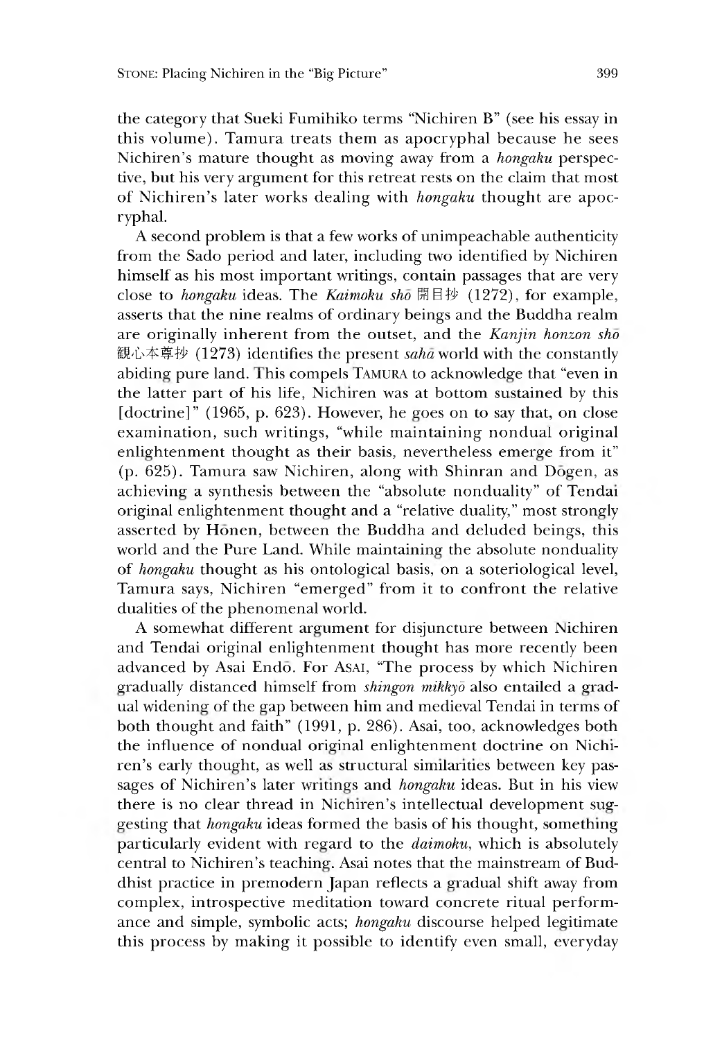the category that Sueki Fumihiko terms "Nichiren B" (see his essay in this volume). Tamura treats them as apocryphal because he sees Nichiren's mature thought as moving away from a *hongaku* perspective, but his very argument for this retreat rests on the claim that most of Nichiren's later works dealing with *hongaku* thought are apocryphal.

A second problem is that a few works of unimpeachable authenticity from the Sado period and later, including two identified by Nichiren himself as his most important writings, contain passages that are very close to *hongaku* ideas. The *Kaimoku shō* 開目抄 (1272), for example, asserts that the nine realms of ordinary beings and the Buddha realm are originally inherent from the outset, and the *Kanjin honzon shō* 観心本尊抄 (1273) identifies the present *sahā* world with the constantly abiding pure land. This compels TAMURA to acknowledge that "even in the latter part of his life, Nichiren was at bottom sustained by this [doctrine]" (1965, p. 623). However, he goes on to say that, on close examination, such writings, "while maintaining nondual original enlightenment thought as their basis, nevertheless emerge from it" (p. 625). Tamura saw Nichiren, along with Shinran and Dōgen, as achieving a synthesis between the "absolute nonduality" of Tendai original enlightenment thought and a "relative duality," most strongly asserted by Hōnen, between the Buddha and deluded beings, this world and the Pure Land. While maintaining the absolute nonduality of *hongaku* thought as his ontological basis, on a soteriological level, Tamura says, Nichiren "emerged" from it to confront the relative dualities of the phenomenal world.

A somewhat different argument for disjuncture between Nichiren and Tendai original enlightenment thought has more recently been advanced by Asai Endō. For ASAI, "The process by which Nichiren gradually distanced himself from *shingon mikkyō* also entailed a gradual widening of the gap between him and medieval Tendai in terms of both thought and faith" (1991, p. 286). Asai, too, acknowledges both the influence of nondual original enlightenment doctrine on Nichiren's early thought, as well as structural similarities between key passages of Nichiren's later writings and *hongaku* ideas. But in his view there is no clear thread in Nichiren's intellectual development suggesting that *hongaku* ideas formed the basis of his thought, something particularly evident with regard to the *daimoku*, which is absolutely central to Nichiren's teaching. Asai notes that the mainstream of Buddhist practice in premodern Japan reflects a gradual shift away from complex, introspective meditation toward concrete ritual performance and simple, symbolic acts; *hongaku* discourse helped legitimate this process by making it possible to identify even small, everyday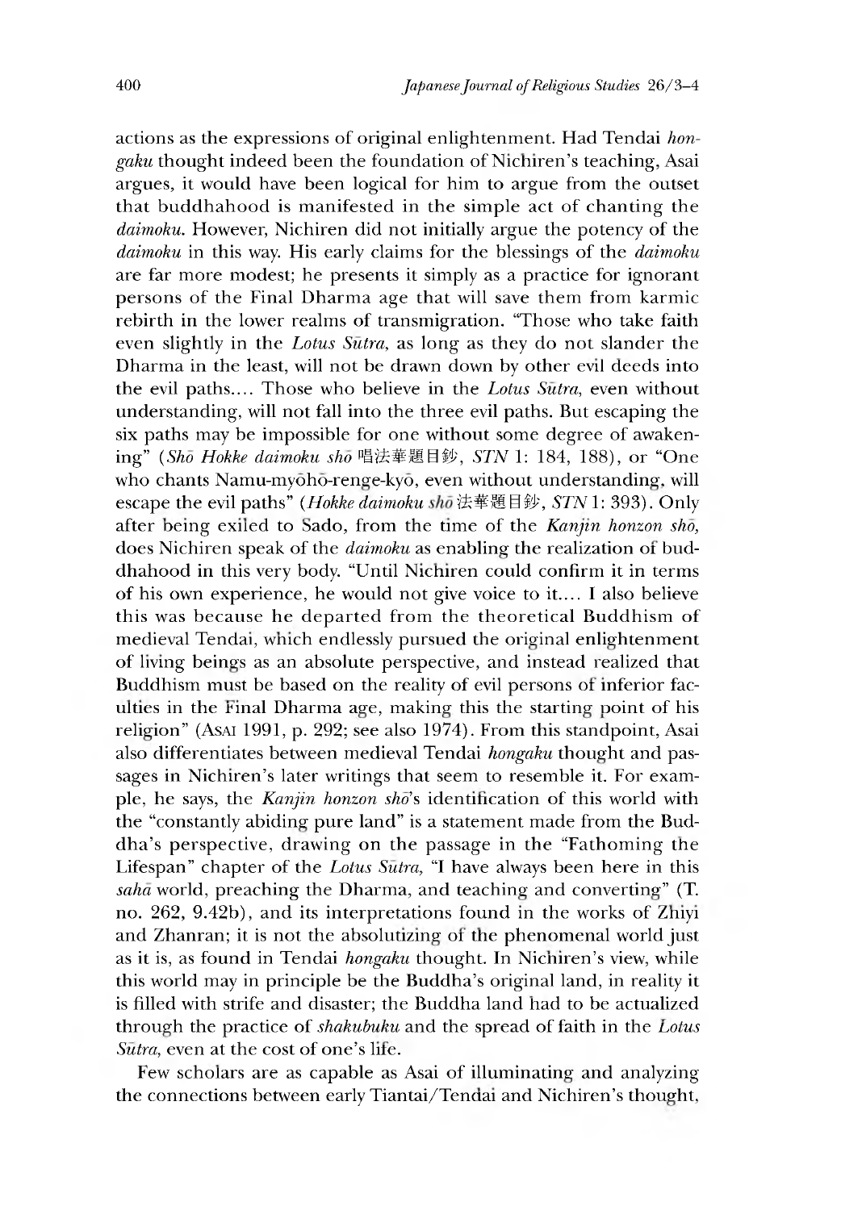actions as the expressions of original enlightenment. Had Tendai *hongaku* thought indeed been the foundation of Nichiren's teaching, Asai argues, it would have been logical for him to argue from the outset that buddhahood is manifested in the simple act of chanting the *daimoku*. However, Nichiren did not initially argue the potency of the *daimoku* in this way. His early claims for the blessings of the *daimoku* are far more modest; he presents it simply as a practice for ignorant persons of the Final Dharma age that will save them from karmic rebirth in the lower realms of transmigration. "Those who take faith even slightly in the *Lotus Sūtra*, as long as they do not slander the Dharma in the least, will not be drawn down by other evil deeds into the evil paths.... Those who believe in the *Lotus Sūtra*, even without understanding, will not fall into the three evil paths. But escaping the six paths may be impossible for one without some degree of awakening" (*Shō Hokke daimoku shō* 唱法華題目鈔, *STN* 1: 184, 188), or "One who chants Namu-myōhō-renge-kyō, even without understanding, will escape the evil paths" (*Hokke daimoku shō* 法華題目鈔, *STN* 1: 393). Only after being exiled to Sado, from the time of the *Kanjin honzon shō*, does Nichiren speak of the *daimoku* as enabling the realization of buddhahood in this very body. "Until Nichiren could confirm it in terms of his own experience, he would not give voice to it.... I also believe this was because he departed from the theoretical Buddhism of medieval Tendai, which endlessly pursued the original enlightenment of living beings as an absolute perspective, and instead realized that Buddhism must be based on the reality of evil persons of inferior faculties in the Final Dharma age, making this the starting point of his religion" (Asai 1991, p. 292; see also 1974). From this standpoint, Asai also differentiates between medieval Tendai *hongaku* thought and passages in Nichiren's later writings that seem to resemble it. For example, he says, the *Kanjin honzon shō*'s identification of this world with the "constantly abiding pure land" is a statement made from the Buddha's perspective, drawing on the passage in the "Fathoming the Lifespan" chapter of the *Lotus Sūtra*, "I have always been here in this *sahā* world, preaching the Dharma, and teaching and converting" (T. no. 262, 9.42b), and its interpretations found in the works of Zhiyi and Zhanran; it is not the absolutizing of the phenomenal world just as it is, as found in Tendai *hongaku* thought. In Nichiren's view, while this world may in principle be the Buddha's original land, in reality it is filled with strife and disaster; the Buddha land had to be actualized through the practice of *shakubuku* and the spread of faith in the *Lotus Sūtra*, even at the cost of one's life.

Few scholars are as capable as Asai of illuminating and analyzing the connections between early Tiantai/Tendai and Nichiren's thought,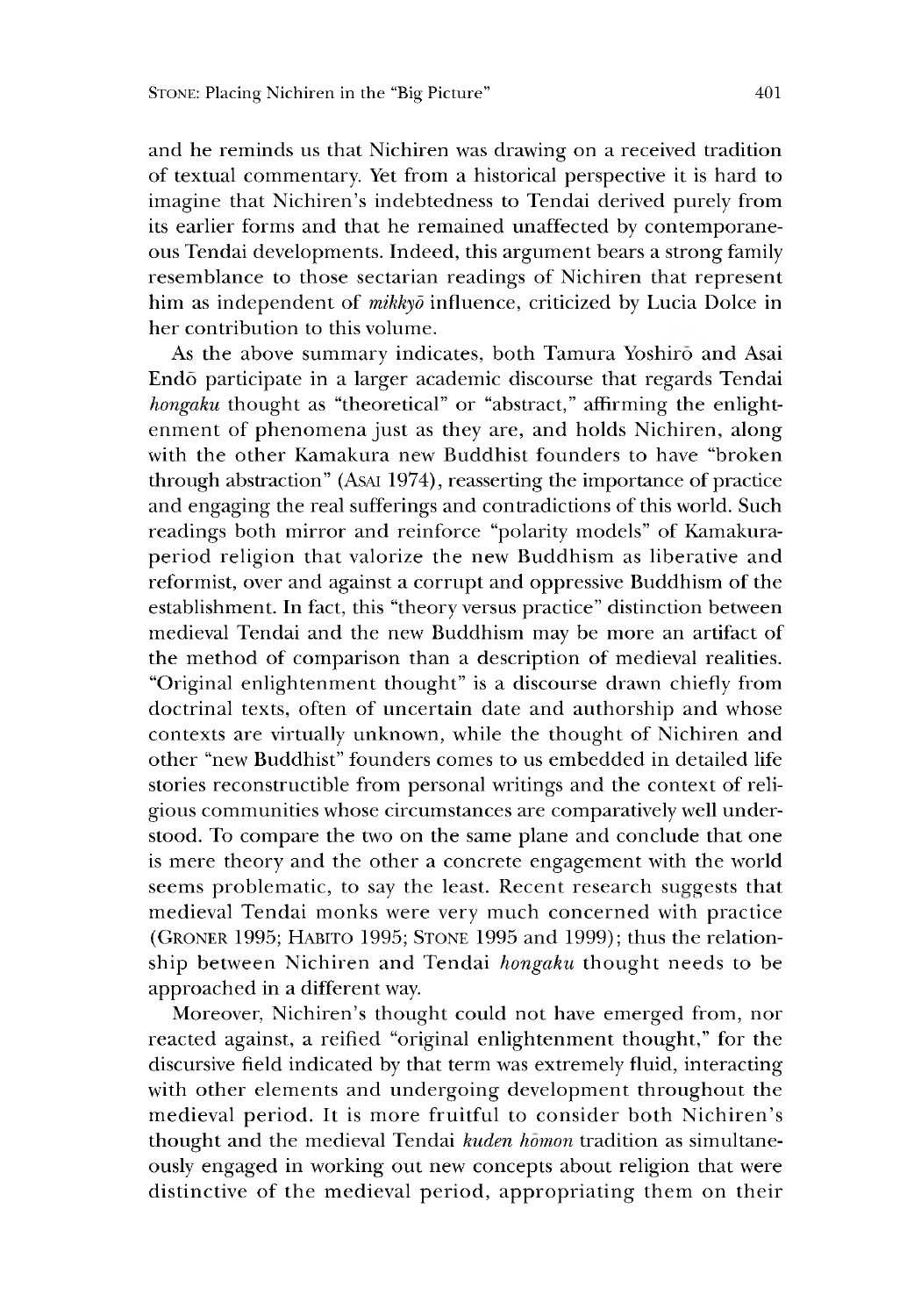and he reminds us that Nichiren was drawing on a received tradition of textual commentary. Yet from a historical perspective it is hard to imagine that Nichiren's indebtedness to Tendai derived purely from its earlier forms and that he remained unaffected by contemporaneous Tendai developments. Indeed, this argument bears a strong family resemblance to those sectarian readings of Nichiren that represent him as independent of *mikkyō* influence, criticized by Lucia Dolce in her contribution to this volume.

As the above summary indicates, both Tamura Yoshirō and Asai Endō participate in a larger academic discourse that regards Tendai *hongaku* thought as "theoretical" or "abstract," affirming the enlightenment of phenomena just as they are, and holds Nichiren, along with the other Kamakura new Buddhist founders to have "broken through abstraction" (ASAI 1974), reasserting the importance of practice and engaging the real sufferings and contradictions of this world. Such readings both mirror and reinforce "polarity models" of Kamakura-period religion that valorize the new Buddhism as liberative and reformist, over and against a corrupt and oppressive Buddhism of the establishment. In fact, this "theory versus practice" distinction between medieval Tendai and the new Buddhism may be more an artifact of the method of comparison than a description of medieval realities. "Original enlightenment thought" is a discourse drawn chiefly from doctrinal texts, often of uncertain date and authorship and whose contexts are virtually unknown, while the thought of Nichiren and other "new Buddhist" founders comes to us embedded in detailed life stories reconstructible from personal writings and the context of religious communities whose circumstances are comparatively well understood. To compare the two on the same plane and conclude that one is mere theory and the other a concrete engagement with the world seems problematic, to say the least. Recent research suggests that medieval Tendai monks were very much concerned with practice (GRONER 1995; HABITO 1995; STONE 1995 and 1999); thus the relationship between Nichiren and Tendai *hongaku* thought needs to be approached in a different way.

Moreover, Nichiren's thought could not have emerged from, nor reacted against, a reified "original enlightenment thought," for the discursive field indicated by that term was extremely fluid, interacting with other elements and undergoing development throughout the medieval period. It is more fruitful to consider both Nichiren's thought and the medieval Tendai *kuden hōmon* tradition as simultaneously engaged in working out new concepts about religion that were distinctive of the medieval period, appropriating them on their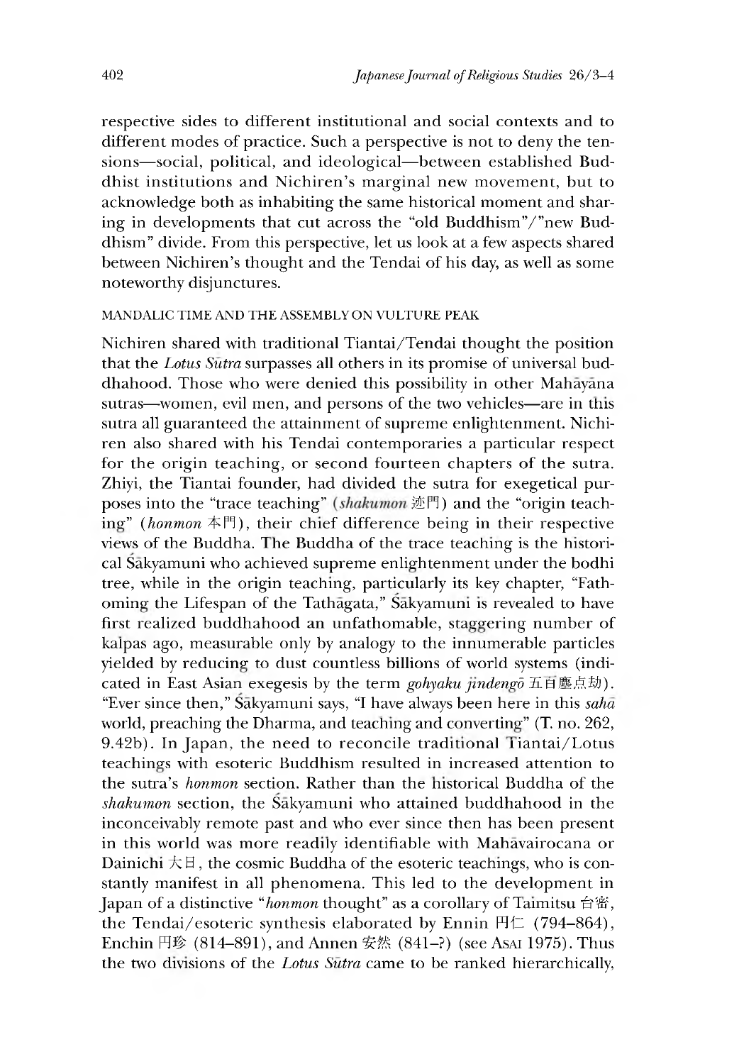respective sides to different institutional and social contexts and to different modes of practice. Such a perspective is not to deny the tensions—social, political, and ideological—between established Buddhist institutions and Nichiren's marginal new movement, but to acknowledge both as inhabiting the same historical moment and sharing in developments that cut across the "old Buddhism"/"new Buddhism" divide. From this perspective, let us look at a few aspects shared between Nichiren's thought and the Tendai of his day, as well as some noteworthy disjunctures.

### MANDALIC TIME AND THE ASSEMBLY ON VULTURE PEAK

Nichiren shared with traditional Tiantai/Tendai thought the position that the *Lotus Sūtra* surpasses all others in its promise of universal buddhahood. Those who were denied this possibility in other Mahāyāna sutras—women, evil men, and persons of the two vehicles—are in this sutra all guaranteed the attainment of supreme enlightenment. Nichiren also shared with his Tendai contemporaries a particular respect for the origin teaching, or second fourteen chapters of the sutra. Zhiyi, the Tiantai founder, had divided the sutra for exegetical purposes into the "trace teaching" (*shakumon* 迹門) and the "origin teaching" (*honmon* 本門), their chief difference being in their respective views of the Buddha. The Buddha of the trace teaching is the historical Śākyamuni who achieved supreme enlightenment under the bodhi tree, while in the origin teaching, particularly its key chapter, "Fathoming the Lifespan of the Tathāgata," Śākyamuni is revealed to have first realized buddhahood an unfathomable, staggering number of kalpas ago, measurable only by analogy to the innumerable particles yielded by reducing to dust countless billions of world systems (indicated in East Asian exegesis by the term *gohyaku jindengō* 五百塵点劫). "Ever since then," Śākyamuni says, "I have always been here in this *sahā* world, preaching the Dharma, and teaching and converting" (T. no. 262, 9.42b). In Japan, the need to reconcile traditional Tiantai/Lotus teachings with esoteric Buddhism resulted in increased attention to the sutra's *honmon* section. Rather than the historical Buddha of the *shakumon* section, the Śākyamuni who attained buddhahood in the inconceivably remote past and who ever since then has been present in this world was more readily identifiable with Mahāvairocana or Dainichi 大日, the cosmic Buddha of the esoteric teachings, who is constantly manifest in all phenomena. This led to the development in Japan of a distinctive "*honmon* thought" as a corollary of Taimitsu 台密, the Tendai/esoteric synthesis elaborated by Ennin 円仁 (794–864), Enchin 円珍 (814–891), and Annen 安然 (841–?) (see Asai 1975). Thus the two divisions of the *Lotus Sūtra* came to be ranked hierarchically,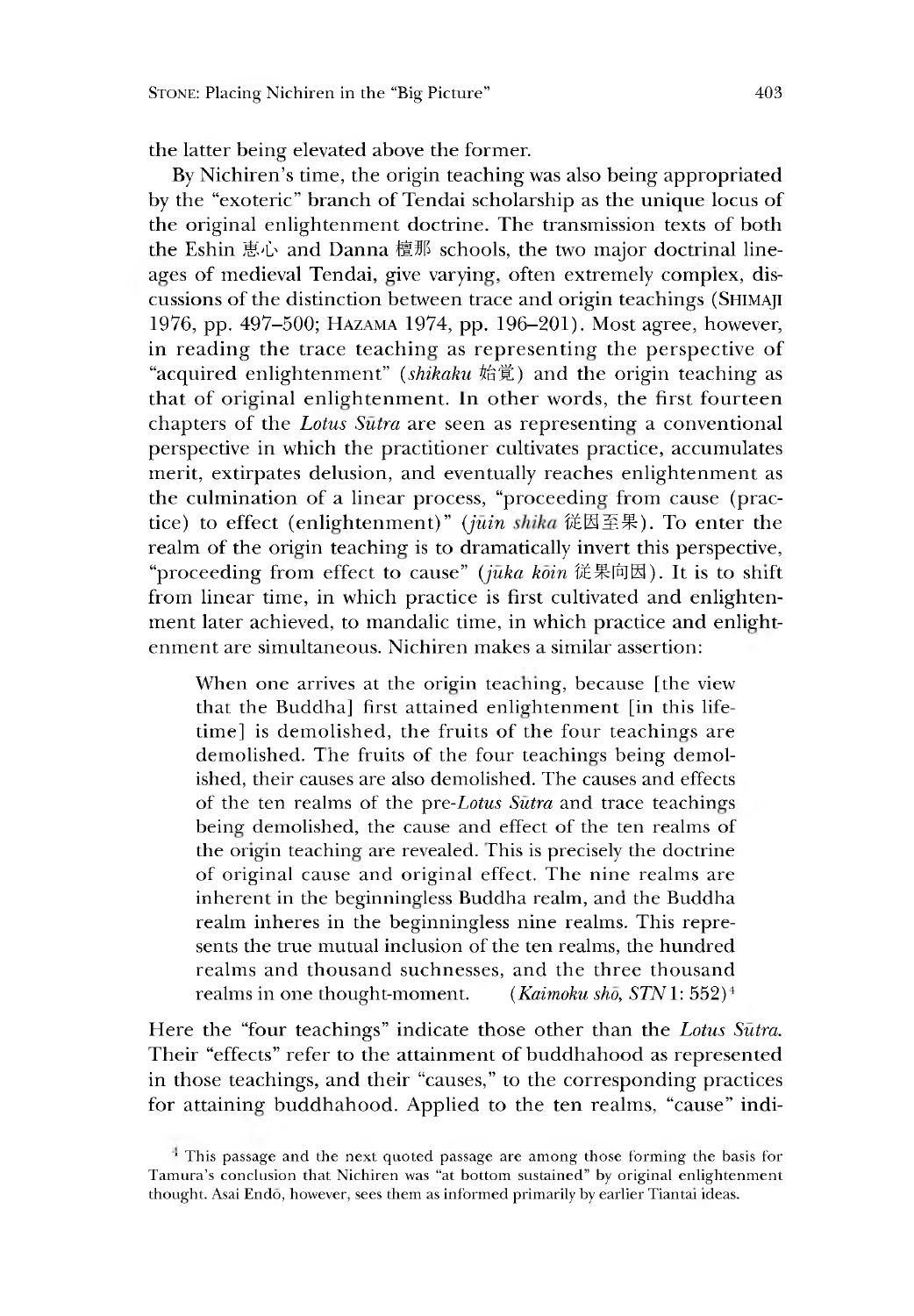the latter being elevated above the former.

By Nichiren's time, the origin teaching was also being appropriated by the "exoteric" branch of Tendai scholarship as the unique locus of the original enlightenment doctrine. The transmission texts of both the Eshin 恵心 and Danna 檀那 schools, the two major doctrinal lineages of medieval Tendai, give varying, often extremely complex, discussions of the distinction between trace and origin teachings (SHIMAJI 1976, pp. 497–500; HAZAMA 1974, pp. 196–201). Most agree, however, in reading the trace teaching as representing the perspective of "acquired enlightenment" (*shikaku* 始覚) and the origin teaching as that of original enlightenment. In other words, the first fourteen chapters of the *Lotus Sūtra* are seen as representing a conventional perspective in which the practitioner cultivates practice, accumulates merit, extirpates delusion, and eventually reaches enlightenment as the culmination of a linear process, "proceeding from cause (practice) to effect (enlightenment)" (*jūin shika* 従因至果). To enter the realm of the origin teaching is to dramatically invert this perspective, "proceeding from effect to cause" (*jūka kōin* 従果向因). It is to shift from linear time, in which practice is first cultivated and enlightenment later achieved, to mandalic time, in which practice and enlightenment are simultaneous. Nichiren makes a similar assertion:

> When one arrives at the origin teaching, because [the view that the Buddha] first attained enlightenment [in this lifetime] is demolished, the fruits of the four teachings are demolished. The fruits of the four teachings being demolished, their causes are also demolished. The causes and effects of the ten realms of the pre-*Lotus Sūtra* and trace teachings being demolished, the cause and effect of the ten realms of the origin teaching are revealed. This is precisely the doctrine of original cause and original effect. The nine realms are inherent in the beginningless Buddha realm, and the Buddha realm inheres in the beginningless nine realms. This represents the true mutual inclusion of the ten realms, the hundred realms and thousand suchnesses, and the three thousand realms in one thought-moment. (*Kaimoku shō*, *STN* 1: 552)[4]

Here the "four teachings" indicate those other than the *Lotus Sūtra*. Their "effects" refer to the attainment of buddhahood as represented in those teachings, and their "causes," to the corresponding practices for attaining buddhahood. Applied to the ten realms, "cause" indi-

[4] This passage and the next quoted passage are among those forming the basis for Tamura's conclusion that Nichiren was "at bottom sustained" by original enlightenment thought. Asai Endō, however, sees them as informed primarily by earlier Tiantai ideas.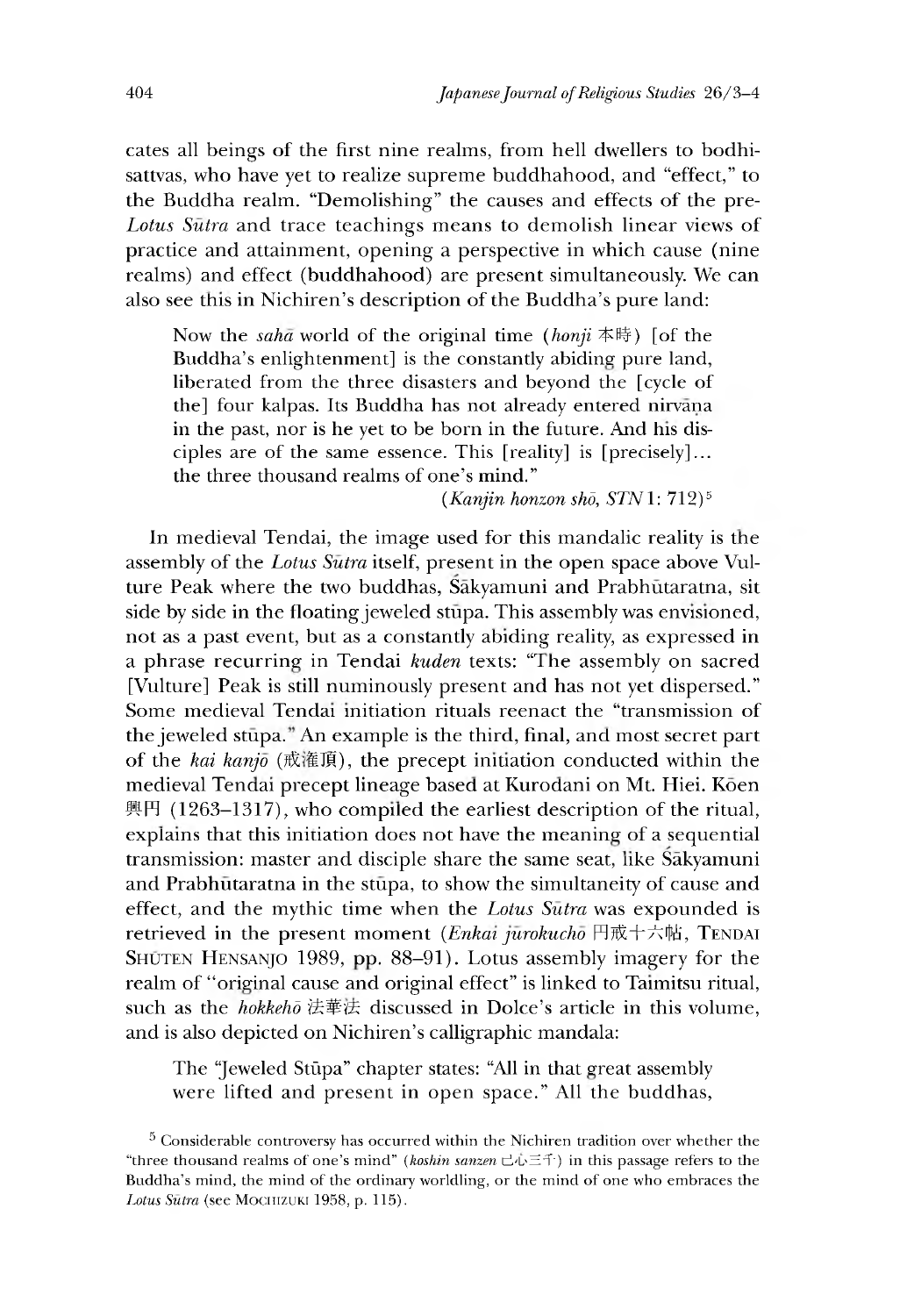cates all beings of the first nine realms, from hell dwellers to bodhisattvas, who have yet to realize supreme buddhahood, and "effect," to the Buddha realm. "Demolishing" the causes and effects of the pre-*Lotus Sūtra* and trace teachings means to demolish linear views of practice and attainment, opening a perspective in which cause (nine realms) and effect (buddhahood) are present simultaneously. We can also see this in Nichiren's description of the Buddha's pure land:

> Now the *sahā* world of the original time (*honji* 本時) [of the Buddha's enlightenment] is the constantly abiding pure land, liberated from the three disasters and beyond the [cycle of the] four kalpas. Its Buddha has not already entered nirvāṇa in the past, nor is he yet to be born in the future. And his disciples are of the same essence. This [reality] is [precisely]... the three thousand realms of one's mind."
>
> (*Kanjin honzon shō*, *STN* 1: 712)[5]

In medieval Tendai, the image used for this mandalic reality is the assembly of the *Lotus Sūtra* itself, present in the open space above Vulture Peak where the two buddhas, Śākyamuni and Prabhūtaratna, sit side by side in the floating jeweled stūpa. This assembly was envisioned, not as a past event, but as a constantly abiding reality, as expressed in a phrase recurring in Tendai *kuden* texts: "The assembly on sacred [Vulture] Peak is still numinously present and has not yet dispersed." Some medieval Tendai initiation rituals reenact the "transmission of the jeweled stūpa." An example is the third, final, and most secret part of the *kai kanjō* (戒灌頂), the precept initiation conducted within the medieval Tendai precept lineage based at Kurodani on Mt. Hiei. Kōen 興円 (1263–1317), who compiled the earliest description of the ritual, explains that this initiation does not have the meaning of a sequential transmission: master and disciple share the same seat, like Śākyamuni and Prabhūtaratna in the stūpa, to show the simultaneity of cause and effect, and the mythic time when the *Lotus Sūtra* was expounded is retrieved in the present moment (*Enkai jūrokuchō* 円戒十六帖, Tendai Shūten Hensanjo 1989, pp. 88–91). Lotus assembly imagery for the realm of "original cause and original effect" is linked to Taimitsu ritual, such as the *hokkehō* 法華法 discussed in Dolce's article in this volume, and is also depicted on Nichiren's calligraphic mandala:

> The "Jeweled Stūpa" chapter states: "All in that great assembly were lifted and present in open space." All the buddhas,

[5] Considerable controversy has occurred within the Nichiren tradition over whether the "three thousand realms of one's mind" (*koshin sanzen* 己心三千) in this passage refers to the Buddha's mind, the mind of the ordinary worldling, or the mind of one who embraces the *Lotus Sūtra* (see Mochizuki 1958, p. 115).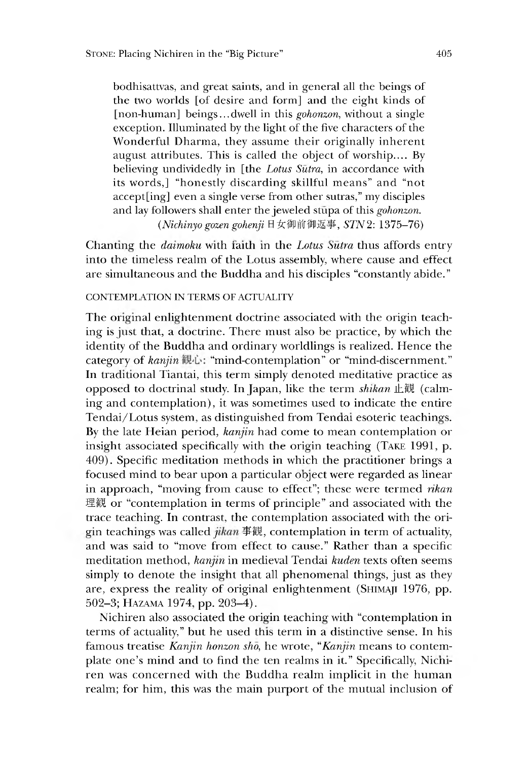> bodhisattvas, and great saints, and in general all the beings of the two worlds [of desire and form] and the eight kinds of [non-human] beings…dwell in this *gohonzon*, without a single exception. Illuminated by the light of the five characters of the Wonderful Dharma, they assume their originally inherent august attributes. This is called the object of worship.... By believing undividedly in [the *Lotus Sūtra*, in accordance with its words,] "honestly discarding skillful means" and "not accept[ing] even a single verse from other sutras," my disciples and lay followers shall enter the jeweled stūpa of this *gohonzon*.
> (*Nichinyo gozen gohenji* 日女御前御返事, *STN* 2: 1375–76)

Chanting the *daimoku* with faith in the *Lotus Sūtra* thus affords entry into the timeless realm of the Lotus assembly, where cause and effect are simultaneous and the Buddha and his disciples "constantly abide."

### CONTEMPLATION IN TERMS OF ACTUALITY

The original enlightenment doctrine associated with the origin teaching is just that, a doctrine. There must also be practice, by which the identity of the Buddha and ordinary worldlings is realized. Hence the category of *kanjin* 観心: "mind-contemplation" or "mind-discernment." In traditional Tiantai, this term simply denoted meditative practice as opposed to doctrinal study. In Japan, like the term *shikan* 止観 (calming and contemplation), it was sometimes used to indicate the entire Tendai/Lotus system, as distinguished from Tendai esoteric teachings. By the late Heian period, *kanjin* had come to mean contemplation or insight associated specifically with the origin teaching (TAKE 1991, p. 409). Specific meditation methods in which the practitioner brings a focused mind to bear upon a particular object were regarded as linear in approach, "moving from cause to effect"; these were termed *rikan* 理観 or "contemplation in terms of principle" and associated with the trace teaching. In contrast, the contemplation associated with the origin teachings was called *jikan* 事観, contemplation in term of actuality, and was said to "move from effect to cause." Rather than a specific meditation method, *kanjin* in medieval Tendai *kuden* texts often seems simply to denote the insight that all phenomenal things, just as they are, express the reality of original enlightenment (SHIMAJI 1976, pp. 502–3; HAZAMA 1974, pp. 203–4).

Nichiren also associated the origin teaching with "contemplation in terms of actuality," but he used this term in a distinctive sense. In his famous treatise *Kanjin honzon shō*, he wrote, "*Kanjin* means to contemplate one's mind and to find the ten realms in it." Specifically, Nichiren was concerned with the Buddha realm implicit in the human realm; for him, this was the main purport of the mutual inclusion of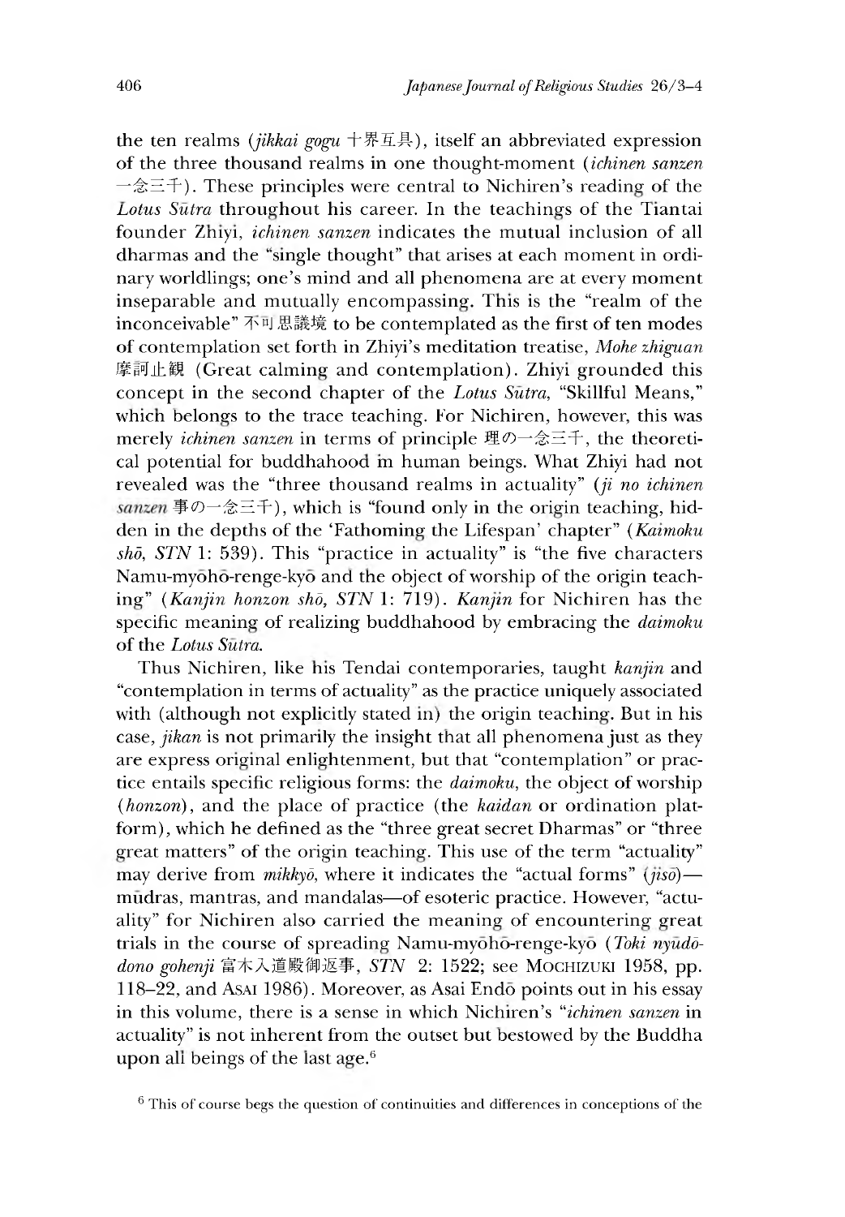the ten realms (*jikkai gogu* 十界互具), itself an abbreviated expression of the three thousand realms in one thought-moment (*ichinen sanzen* 一念三千). These principles were central to Nichiren's reading of the *Lotus Sūtra* throughout his career. In the teachings of the Tiantai founder Zhiyi, *ichinen sanzen* indicates the mutual inclusion of all dharmas and the "single thought" that arises at each moment in ordinary worldlings; one's mind and all phenomena are at every moment inseparable and mutually encompassing. This is the "realm of the inconceivable" 不可思議境 to be contemplated as the first of ten modes of contemplation set forth in Zhiyi's meditation treatise, *Mohe zhiguan* 摩訶止観 (Great calming and contemplation). Zhiyi grounded this concept in the second chapter of the *Lotus Sūtra*, "Skillful Means," which belongs to the trace teaching. For Nichiren, however, this was merely *ichinen sanzen* in terms of principle 理の一念三千, the theoretical potential for buddhahood in human beings. What Zhiyi had not revealed was the "three thousand realms in actuality" (*ji no ichinen sanzen* 事の一念三千), which is "found only in the origin teaching, hidden in the depths of the 'Fathoming the Lifespan' chapter" (*Kaimoku shō*, *STN* 1: 539). This "practice in actuality" is "the five characters Namu-myōhō-renge-kyō and the object of worship of the origin teaching" (*Kanjin honzon shō*, *STN* 1: 719). *Kanjin* for Nichiren has the specific meaning of realizing buddhahood by embracing the *daimoku* of the *Lotus Sūtra*.

Thus Nichiren, like his Tendai contemporaries, taught *kanjin* and "contemplation in terms of actuality" as the practice uniquely associated with (although not explicitly stated in) the origin teaching. But in his case, *jikan* is not primarily the insight that all phenomena just as they are express original enlightenment, but that "contemplation" or practice entails specific religious forms: the *daimoku*, the object of worship (*honzon*), and the place of practice (the *kaidan* or ordination platform), which he defined as the "three great secret Dharmas" or "three great matters" of the origin teaching. This use of the term "actuality" may derive from *mikkyō*, where it indicates the "actual forms" (*jisō*)—mūdras, mantras, and mandalas—of esoteric practice. However, "actuality" for Nichiren also carried the meaning of encountering great trials in the course of spreading Namu-myōhō-renge-kyō (*Toki nyūdō-dono gohenji* 富木入道殿御返事, *STN* 2: 1522; see MOCHIZUKI 1958, pp. 118–22, and ASAI 1986). Moreover, as Asai Endō points out in his essay in this volume, there is a sense in which Nichiren's "*ichinen sanzen* in actuality" is not inherent from the outset but bestowed by the Buddha upon all beings of the last age.[6]

[6] This of course begs the question of continuities and differences in conceptions of the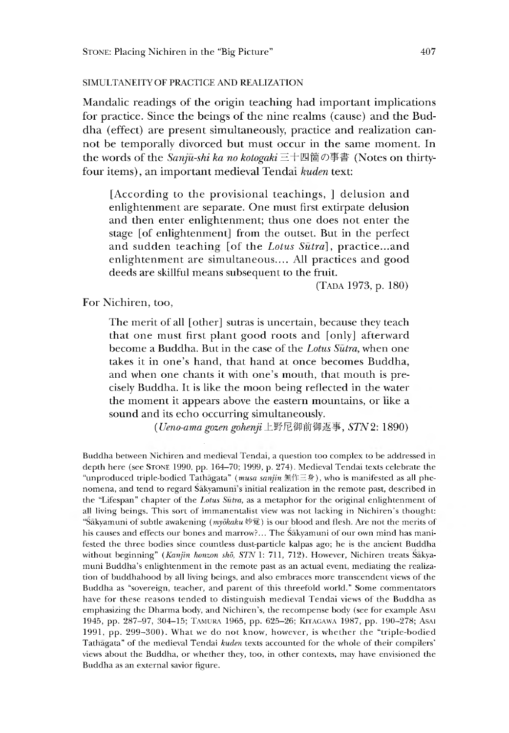## SIMULTANEITY OF PRACTICE AND REALIZATION

Mandalic readings of the origin teaching had important implications for practice. Since the beings of the nine realms (cause) and the Buddha (effect) are present simultaneously, practice and realization cannot be temporally divorced but must occur in the same moment. In the words of the *Sanjū-shi ka no kotogaki* 三十四箇の事書 (Notes on thirty-four items), an important medieval Tendai *kuden* text:

> [According to the provisional teachings, ] delusion and enlightenment are separate. One must first extirpate delusion and then enter enlightenment; thus one does not enter the stage [of enlightenment] from the outset. But in the perfect and sudden teaching [of the *Lotus Sūtra*], practice...and enlightenment are simultaneous.... All practices and good deeds are skillful means subsequent to the fruit.
>
> (TADA 1973, p. 180)

For Nichiren, too,

> The merit of all [other] sutras is uncertain, because they teach that one must first plant good roots and [only] afterward become a Buddha. But in the case of the *Lotus Sūtra*, when one takes it in one's hand, that hand at once becomes Buddha, and when one chants it with one's mouth, that mouth is precisely Buddha. It is like the moon being reflected in the water the moment it appears above the eastern mountains, or like a sound and its echo occurring simultaneously.
>
> (*Ueno-ama gozen gohenji* 上野尼御前御返事, *STN* 2: 1890)

Buddha between Nichiren and medieval Tendai, a question too complex to be addressed in depth here (see STONE 1990, pp. 164–70; 1999, p. 274). Medieval Tendai texts celebrate the "unproduced triple-bodied Tathāgata" (*musa sanjin* 無作三身), who is manifested as all phenomena, and tend to regard Śākyamuni's initial realization in the remote past, described in the "Lifespan" chapter of the *Lotus Sūtra*, as a metaphor for the original enlightenment of all living beings. This sort of immanentalist view was not lacking in Nichiren's thought: "Śākyamuni of subtle awakening (*myōkaku* 妙覚) is our blood and flesh. Are not the merits of his causes and effects our bones and marrow?... The Śākyamuni of our own mind has manifested the three bodies since countless dust-particle kalpas ago; he is the ancient Buddha without beginning" (*Kanjin honzon shō*, *STN* 1: 711, 712). However, Nichiren treats Śākyamuni Buddha's enlightenment in the remote past as an actual event, mediating the realization of buddhahood by all living beings, and also embraces more transcendent views of the Buddha as "sovereign, teacher, and parent of this threefold world." Some commentators have for these reasons tended to distinguish medieval Tendai views of the Buddha as emphasizing the Dharma body, and Nichiren's, the recompense body (see for example ASAI 1945, pp. 287–97, 304–15; TAMURA 1965, pp. 625–26; KITAGAWA 1987, pp. 190–278; ASAI 1991, pp. 299–300). What we do not know, however, is whether the "triple-bodied Tathāgata" of the medieval Tendai *kuden* texts accounted for the whole of their compilers' views about the Buddha, or whether they, too, in other contexts, may have envisioned the Buddha as an external savior figure.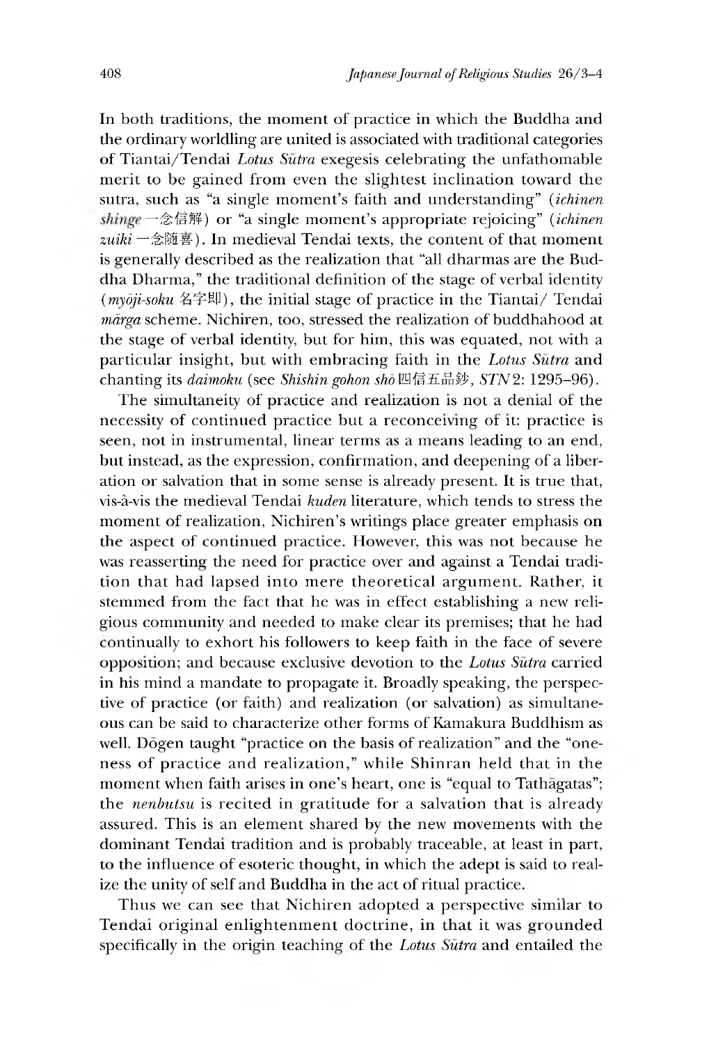In both traditions, the moment of practice in which the Buddha and the ordinary worldling are united is associated with traditional categories of Tiantai/Tendai *Lotus Sūtra* exegesis celebrating the unfathomable merit to be gained from even the slightest inclination toward the sutra, such as "a single moment's faith and understanding" (*ichinen shinge* 一念信解) or "a single moment's appropriate rejoicing" (*ichinen zuiki* 一念随喜). In medieval Tendai texts, the content of that moment is generally described as the realization that "all dharmas are the Buddha Dharma," the traditional definition of the stage of verbal identity (*myōji-soku* 名字即), the initial stage of practice in the Tiantai/ Tendai *mārga* scheme. Nichiren, too, stressed the realization of buddhahood at the stage of verbal identity, but for him, this was equated, not with a particular insight, but with embracing faith in the *Lotus Sūtra* and chanting its *daimoku* (see *Shishin gohon shō* 四信五品鈔, *STN* 2: 1295–96).

The simultaneity of practice and realization is not a denial of the necessity of continued practice but a reconceiving of it: practice is seen, not in instrumental, linear terms as a means leading to an end, but instead, as the expression, confirmation, and deepening of a liberation or salvation that in some sense is already present. It is true that, vis-à-vis the medieval Tendai *kuden* literature, which tends to stress the moment of realization, Nichiren's writings place greater emphasis on the aspect of continued practice. However, this was not because he was reasserting the need for practice over and against a Tendai tradition that had lapsed into mere theoretical argument. Rather, it stemmed from the fact that he was in effect establishing a new religious community and needed to make clear its premises; that he had continually to exhort his followers to keep faith in the face of severe opposition; and because exclusive devotion to the *Lotus Sūtra* carried in his mind a mandate to propagate it. Broadly speaking, the perspective of practice (or faith) and realization (or salvation) as simultaneous can be said to characterize other forms of Kamakura Buddhism as well. Dōgen taught "practice on the basis of realization" and the "oneness of practice and realization," while Shinran held that in the moment when faith arises in one's heart, one is "equal to Tathāgatas"; the *nenbutsu* is recited in gratitude for a salvation that is already assured. This is an element shared by the new movements with the dominant Tendai tradition and is probably traceable, at least in part, to the influence of esoteric thought, in which the adept is said to realize the unity of self and Buddha in the act of ritual practice.

Thus we can see that Nichiren adopted a perspective similar to Tendai original enlightenment doctrine, in that it was grounded specifically in the origin teaching of the *Lotus Sūtra* and entailed the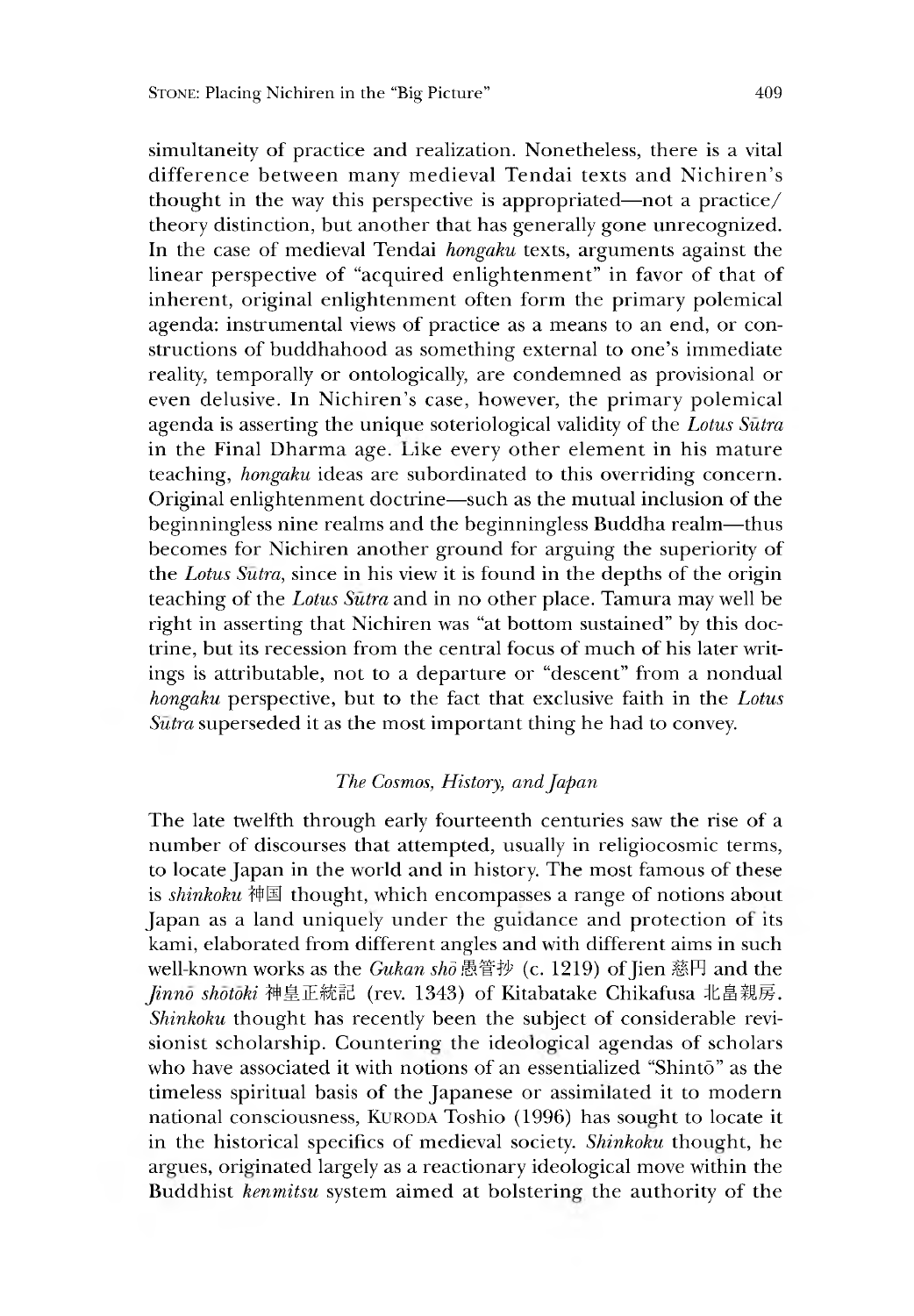simultaneity of practice and realization. Nonetheless, there is a vital difference between many medieval Tendai texts and Nichiren's thought in the way this perspective is appropriated—not a practice/theory distinction, but another that has generally gone unrecognized. In the case of medieval Tendai *hongaku* texts, arguments against the linear perspective of "acquired enlightenment" in favor of that of inherent, original enlightenment often form the primary polemical agenda: instrumental views of practice as a means to an end, or constructions of buddhahood as something external to one's immediate reality, temporally or ontologically, are condemned as provisional or even delusive. In Nichiren's case, however, the primary polemical agenda is asserting the unique soteriological validity of the *Lotus Sūtra* in the Final Dharma age. Like every other element in his mature teaching, *hongaku* ideas are subordinated to this overriding concern. Original enlightenment doctrine—such as the mutual inclusion of the beginningless nine realms and the beginningless Buddha realm—thus becomes for Nichiren another ground for arguing the superiority of the *Lotus Sūtra*, since in his view it is found in the depths of the origin teaching of the *Lotus Sūtra* and in no other place. Tamura may well be right in asserting that Nichiren was "at bottom sustained" by this doctrine, but its recession from the central focus of much of his later writings is attributable, not to a departure or "descent" from a nondual *hongaku* perspective, but to the fact that exclusive faith in the *Lotus Sūtra* superseded it as the most important thing he had to convey.

### *The Cosmos, History, and Japan*

The late twelfth through early fourteenth centuries saw the rise of a number of discourses that attempted, usually in religiocosmic terms, to locate Japan in the world and in history. The most famous of these is *shinkoku* 神国 thought, which encompasses a range of notions about Japan as a land uniquely under the guidance and protection of its kami, elaborated from different angles and with different aims in such well-known works as the *Gukan shō* 愚管抄 (c. 1219) of Jien 慈円 and the *Jinnō shōtōki* 神皇正統記 (rev. 1343) of Kitabatake Chikafusa 北畠親房. *Shinkoku* thought has recently been the subject of considerable revisionist scholarship. Countering the ideological agendas of scholars who have associated it with notions of an essentialized "Shintō" as the timeless spiritual basis of the Japanese or assimilated it to modern national consciousness, KURODA Toshio (1996) has sought to locate it in the historical specifics of medieval society. *Shinkoku* thought, he argues, originated largely as a reactionary ideological move within the Buddhist *kenmitsu* system aimed at bolstering the authority of the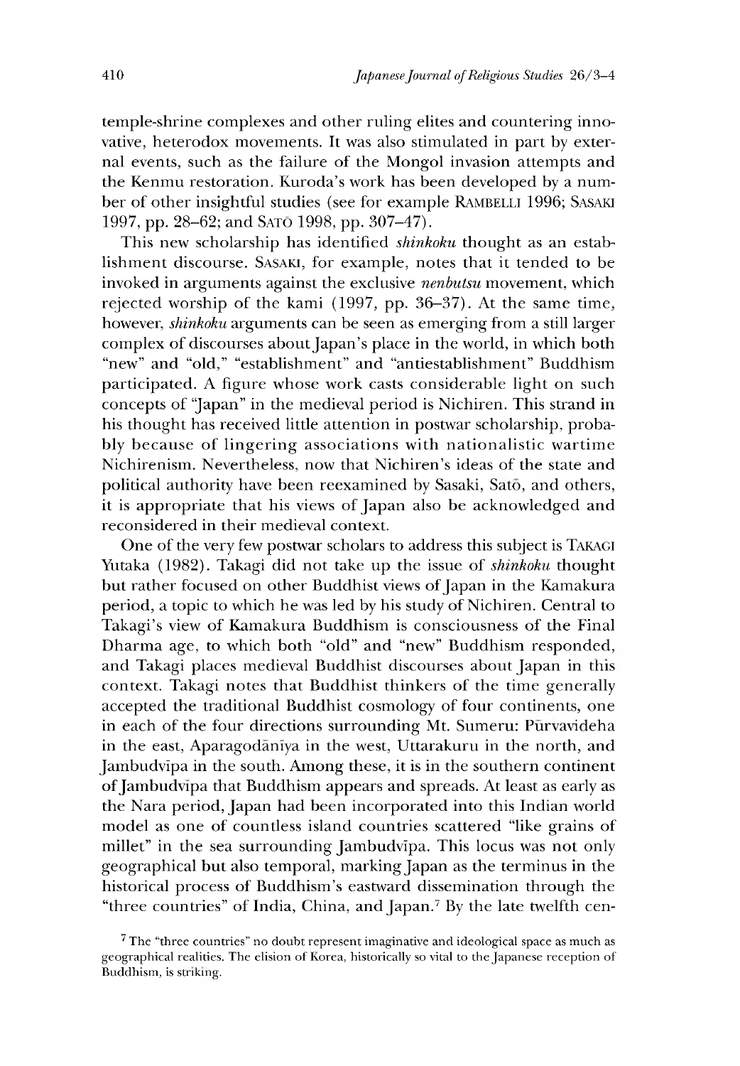temple-shrine complexes and other ruling elites and countering innovative, heterodox movements. It was also stimulated in part by external events, such as the failure of the Mongol invasion attempts and the Kenmu restoration. Kuroda's work has been developed by a number of other insightful studies (see for example RAMBELLI 1996; SASAKI 1997, pp. 28–62; and SATŌ 1998, pp. 307–47).

This new scholarship has identified *shinkoku* thought as an establishment discourse. SASAKI, for example, notes that it tended to be invoked in arguments against the exclusive *nenbutsu* movement, which rejected worship of the kami (1997, pp. 36–37). At the same time, however, *shinkoku* arguments can be seen as emerging from a still larger complex of discourses about Japan's place in the world, in which both "new" and "old," "establishment" and "antiestablishment" Buddhism participated. A figure whose work casts considerable light on such concepts of "Japan" in the medieval period is Nichiren. This strand in his thought has received little attention in postwar scholarship, probably because of lingering associations with nationalistic wartime Nichirenism. Nevertheless, now that Nichiren's ideas of the state and political authority have been reexamined by Sasaki, Satō, and others, it is appropriate that his views of Japan also be acknowledged and reconsidered in their medieval context.

One of the very few postwar scholars to address this subject is TAKAGI Yutaka (1982). Takagi did not take up the issue of *shinkoku* thought but rather focused on other Buddhist views of Japan in the Kamakura period, a topic to which he was led by his study of Nichiren. Central to Takagi's view of Kamakura Buddhism is consciousness of the Final Dharma age, to which both "old" and "new" Buddhism responded, and Takagi places medieval Buddhist discourses about Japan in this context. Takagi notes that Buddhist thinkers of the time generally accepted the traditional Buddhist cosmology of four continents, one in each of the four directions surrounding Mt. Sumeru: Pūrvavideha in the east, Aparagodānīya in the west, Uttarakuru in the north, and Jambudvīpa in the south. Among these, it is in the southern continent of Jambudvīpa that Buddhism appears and spreads. At least as early as the Nara period, Japan had been incorporated into this Indian world model as one of countless island countries scattered "like grains of millet" in the sea surrounding Jambudvīpa. This locus was not only geographical but also temporal, marking Japan as the terminus in the historical process of Buddhism's eastward dissemination through the "three countries" of India, China, and Japan.[7] By the late twelfth cen-

[7] The "three countries" no doubt represent imaginative and ideological space as much as geographical realities. The elision of Korea, historically so vital to the Japanese reception of Buddhism, is striking.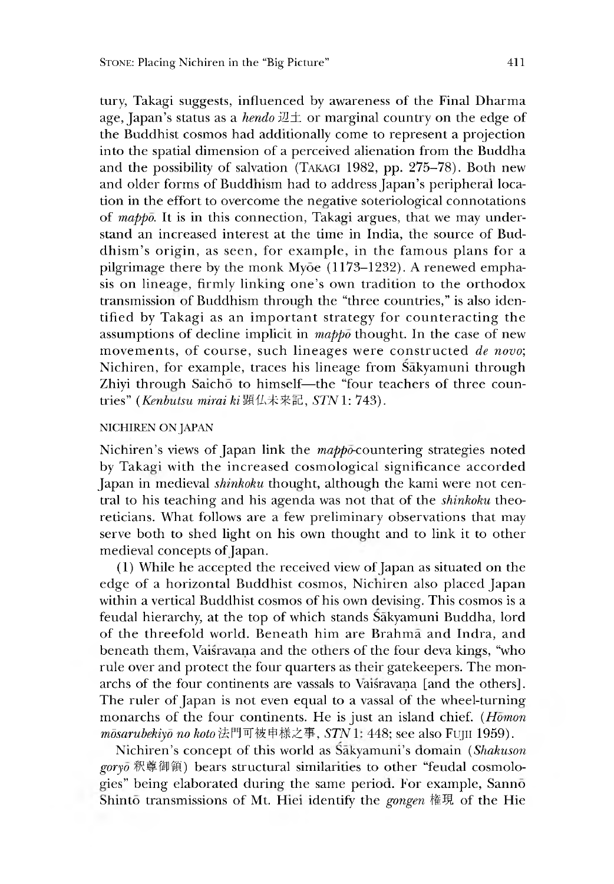tury, Takagi suggests, influenced by awareness of the Final Dharma age, Japan's status as a *hendo* 辺土 or marginal country on the edge of the Buddhist cosmos had additionally come to represent a projection into the spatial dimension of a perceived alienation from the Buddha and the possibility of salvation (TAKAGI 1982, pp. 275–78). Both new and older forms of Buddhism had to address Japan's peripheral location in the effort to overcome the negative soteriological connotations of *mappō*. It is in this connection, Takagi argues, that we may understand an increased interest at the time in India, the source of Buddhism's origin, as seen, for example, in the famous plans for a pilgrimage there by the monk Myōe (1173–1232). A renewed emphasis on lineage, firmly linking one's own tradition to the orthodox transmission of Buddhism through the "three countries," is also identified by Takagi as an important strategy for counteracting the assumptions of decline implicit in *mappō* thought. In the case of new movements, of course, such lineages were constructed *de novo*; Nichiren, for example, traces his lineage from Śākyamuni through Zhiyi through Saichō to himself—the "four teachers of three countries" (*Kenbutsu mirai ki* 顕仏未来記, *STN* 1: 743).

### NICHIREN ON JAPAN

Nichiren's views of Japan link the *mappō*-countering strategies noted by Takagi with the increased cosmological significance accorded Japan in medieval *shinkoku* thought, although the kami were not central to his teaching and his agenda was not that of the *shinkoku* theoreticians. What follows are a few preliminary observations that may serve both to shed light on his own thought and to link it to other medieval concepts of Japan.

(1) While he accepted the received view of Japan as situated on the edge of a horizontal Buddhist cosmos, Nichiren also placed Japan within a vertical Buddhist cosmos of his own devising. This cosmos is a feudal hierarchy, at the top of which stands Śākyamuni Buddha, lord of the threefold world. Beneath him are Brahmā and Indra, and beneath them, Vaiśravaṇa and the others of the four deva kings, "who rule over and protect the four quarters as their gatekeepers. The monarchs of the four continents are vassals to Vaiśravaṇa [and the others]. The ruler of Japan is not even equal to a vassal of the wheel-turning monarchs of the four continents. He is just an island chief. (*Hōmon mōsarubekiyō no koto* 法門可被申様之事, *STN* 1: 448; see also FUJII 1959).

Nichiren's concept of this world as Śākyamuni's domain (*Shakuson goryō* 釈尊御領) bears structural similarities to other "feudal cosmologies" being elaborated during the same period. For example, Sannō Shintō transmissions of Mt. Hiei identify the *gongen* 権現 of the Hie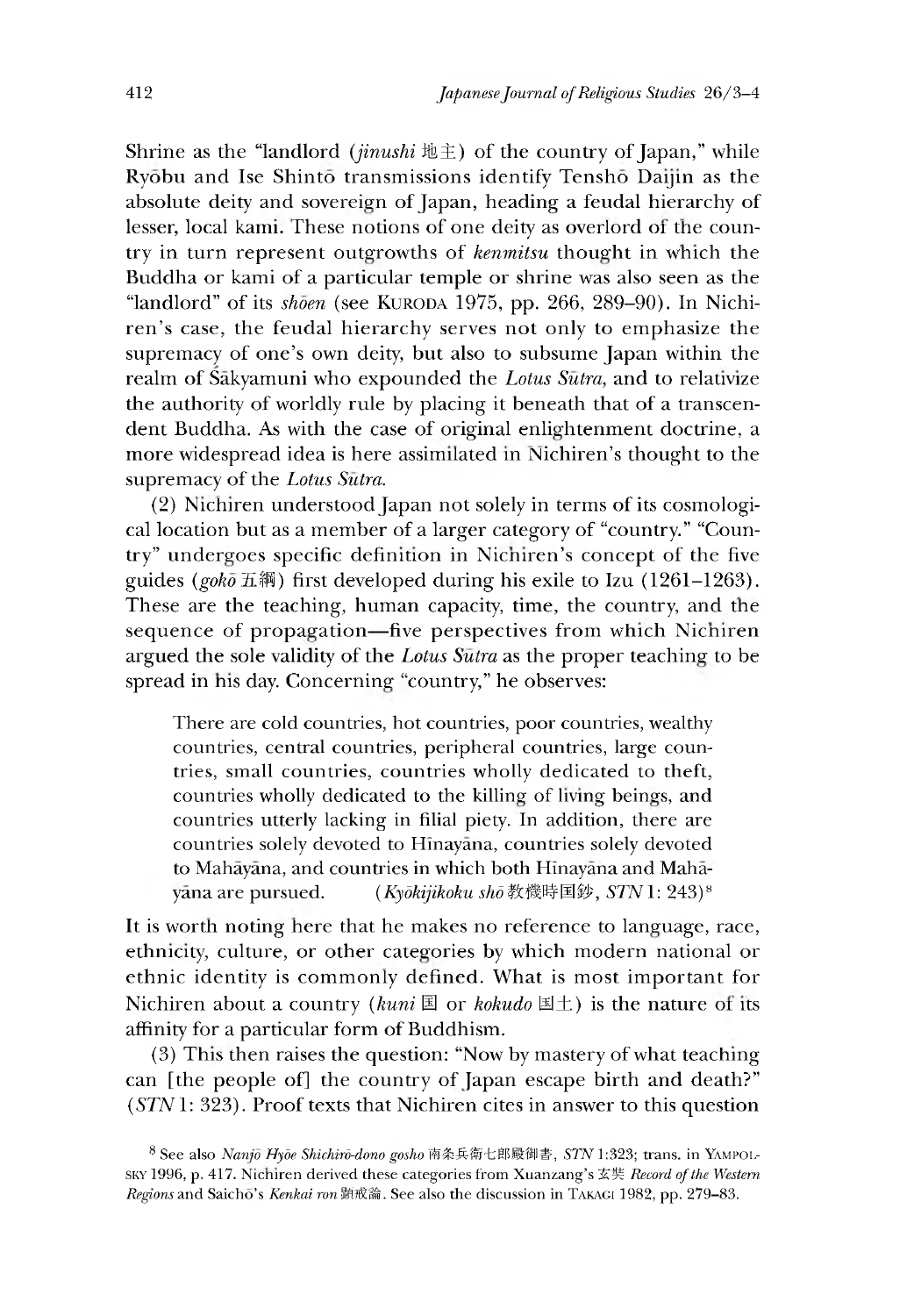Shrine as the "landlord (*jinushi* 地主) of the country of Japan," while Ryōbu and Ise Shintō transmissions identify Tenshō Daijin as the absolute deity and sovereign of Japan, heading a feudal hierarchy of lesser, local kami. These notions of one deity as overlord of the country in turn represent outgrowths of *kenmitsu* thought in which the Buddha or kami of a particular temple or shrine was also seen as the "landlord" of its *shōen* (see KURODA 1975, pp. 266, 289–90). In Nichiren's case, the feudal hierarchy serves not only to emphasize the supremacy of one's own deity, but also to subsume Japan within the realm of Śākyamuni who expounded the *Lotus Sūtra*, and to relativize the authority of worldly rule by placing it beneath that of a transcendent Buddha. As with the case of original enlightenment doctrine, a more widespread idea is here assimilated in Nichiren's thought to the supremacy of the *Lotus Sūtra*.

(2) Nichiren understood Japan not solely in terms of its cosmological location but as a member of a larger category of "country." "Country" undergoes specific definition in Nichiren's concept of the five guides (*gokō* 五綱) first developed during his exile to Izu (1261–1263). These are the teaching, human capacity, time, the country, and the sequence of propagation—five perspectives from which Nichiren argued the sole validity of the *Lotus Sūtra* as the proper teaching to be spread in his day. Concerning "country," he observes:

> There are cold countries, hot countries, poor countries, wealthy countries, central countries, peripheral countries, large countries, small countries, countries wholly dedicated to theft, countries wholly dedicated to the killing of living beings, and countries utterly lacking in filial piety. In addition, there are countries solely devoted to Hīnayāna, countries solely devoted to Mahāyāna, and countries in which both Hīnayāna and Mahāyāna are pursued. (*Kyōkijikoku shō* 教機時国鈔, *STN* 1: 243)[8]

It is worth noting here that he makes no reference to language, race, ethnicity, culture, or other categories by which modern national or ethnic identity is commonly defined. What is most important for Nichiren about a country (*kuni* 国 or *kokudo* 国土) is the nature of its affinity for a particular form of Buddhism.

(3) This then raises the question: "Now by mastery of what teaching can [the people of] the country of Japan escape birth and death?" (*STN* 1: 323). Proof texts that Nichiren cites in answer to this question

[8] See also *Nanjō Hyōe Shichirō-dono gosho* 南条兵衛七郎殿御書, *STN* 1:323; trans. in YAMPOLSKY 1996, p. 417. Nichiren derived these categories from Xuanzang's 玄奘 *Record of the Western Regions* and Saichō's *Kenkai ron* 顕戒論. See also the discussion in TAKAGI 1982, pp. 279–83.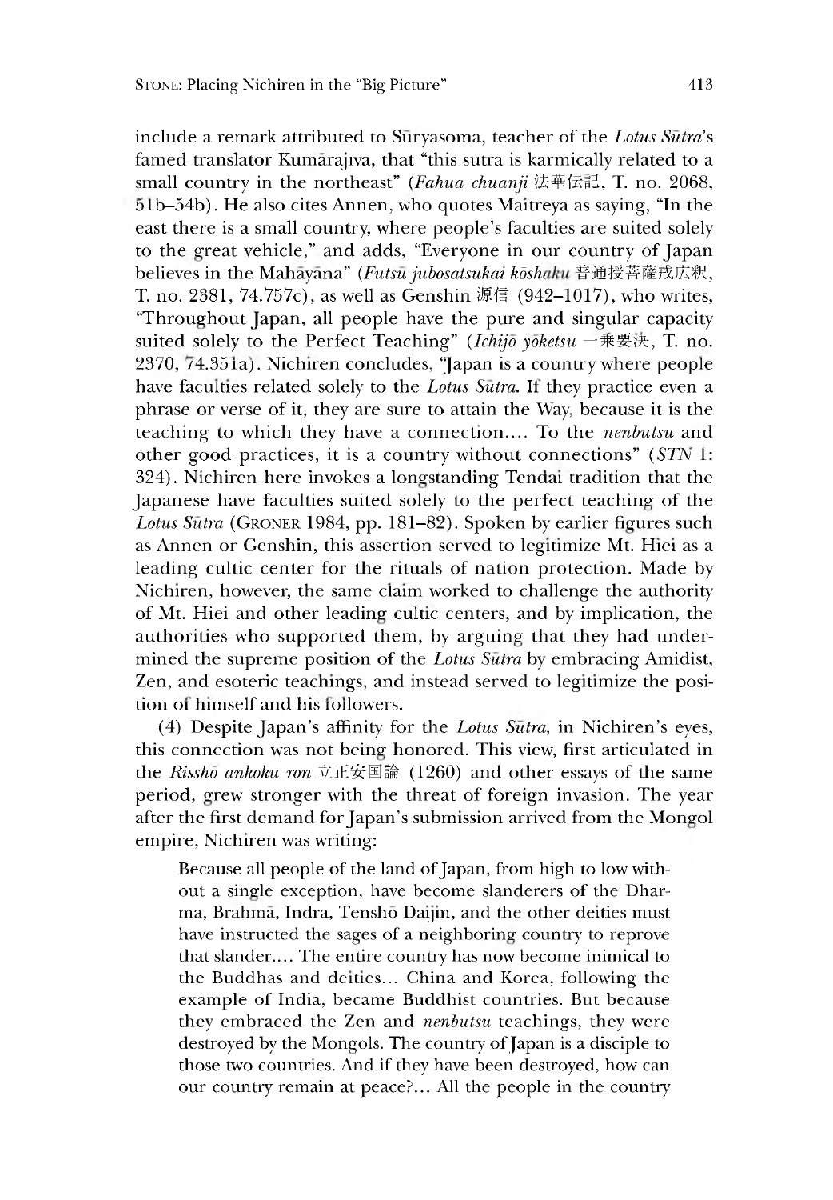include a remark attributed to Sūryasoma, teacher of the *Lotus Sūtra*'s famed translator Kumārajīva, that "this sutra is karmically related to a small country in the northeast" (*Fahua chuanji* 法華伝記, T. no. 2068, 51b–54b). He also cites Annen, who quotes Maitreya as saying, "In the east there is a small country, where people's faculties are suited solely to the great vehicle," and adds, "Everyone in our country of Japan believes in the Mahāyāna" (*Futsū jubosatsukai kōshaku* 普通授菩薩戒広釈, T. no. 2381, 74.757c), as well as Genshin 源信 (942–1017), who writes, "Throughout Japan, all people have the pure and singular capacity suited solely to the Perfect Teaching" (*Ichijō yōketsu* 一乗要決, T. no. 2370, 74.351a). Nichiren concludes, "Japan is a country where people have faculties related solely to the *Lotus Sūtra*. If they practice even a phrase or verse of it, they are sure to attain the Way, because it is the teaching to which they have a connection.... To the *nenbutsu* and other good practices, it is a country without connections" (*STN* 1: 324). Nichiren here invokes a longstanding Tendai tradition that the Japanese have faculties suited solely to the perfect teaching of the *Lotus Sūtra* (GRONER 1984, pp. 181–82). Spoken by earlier figures such as Annen or Genshin, this assertion served to legitimize Mt. Hiei as a leading cultic center for the rituals of nation protection. Made by Nichiren, however, the same claim worked to challenge the authority of Mt. Hiei and other leading cultic centers, and by implication, the authorities who supported them, by arguing that they had undermined the supreme position of the *Lotus Sūtra* by embracing Amidist, Zen, and esoteric teachings, and instead served to legitimize the position of himself and his followers.

(4) Despite Japan's affinity for the *Lotus Sūtra*, in Nichiren's eyes, this connection was not being honored. This view, first articulated in the *Risshō ankoku ron* 立正安国論 (1260) and other essays of the same period, grew stronger with the threat of foreign invasion. The year after the first demand for Japan's submission arrived from the Mongol empire, Nichiren was writing:

> Because all people of the land of Japan, from high to low without a single exception, have become slanderers of the Dharma, Brahmā, Indra, Tenshō Daijin, and the other deities must have instructed the sages of a neighboring country to reprove that slander.... The entire country has now become inimical to the Buddhas and deities... China and Korea, following the example of India, became Buddhist countries. But because they embraced the Zen and *nenbutsu* teachings, they were destroyed by the Mongols. The country of Japan is a disciple to those two countries. And if they have been destroyed, how can our country remain at peace?... All the people in the country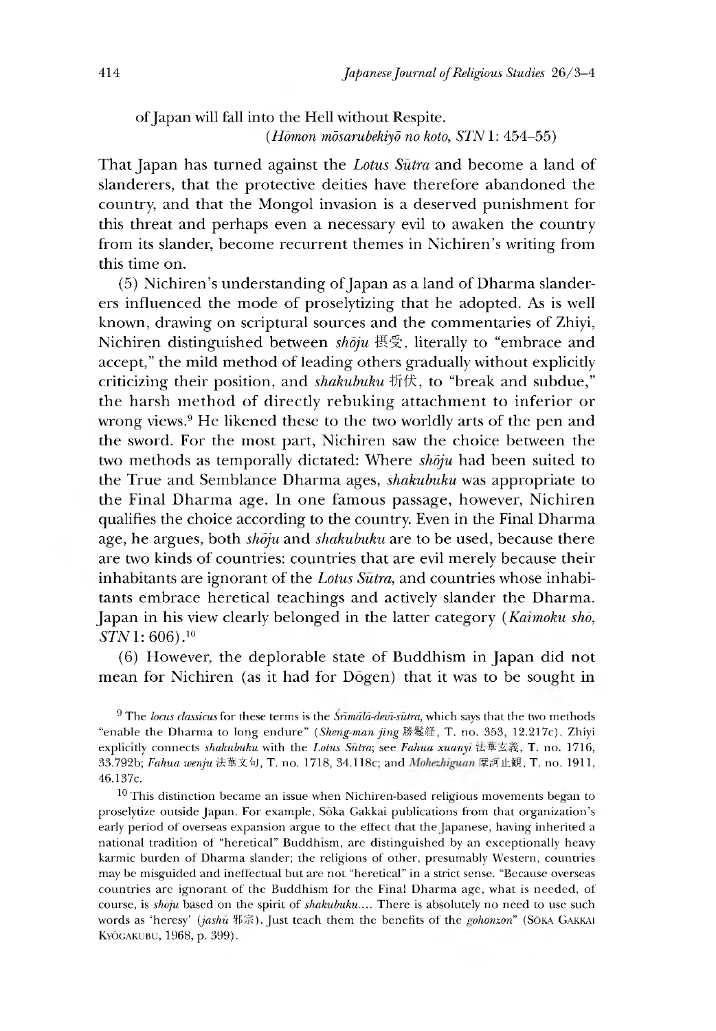of Japan will fall into the Hell without Respite.

(*Hōmon mōsarubekiyō no koto*, *STN* 1: 454–55)

That Japan has turned against the *Lotus Sūtra* and become a land of slanderers, that the protective deities have therefore abandoned the country, and that the Mongol invasion is a deserved punishment for this threat and perhaps even a necessary evil to awaken the country from its slander, become recurrent themes in Nichiren's writing from this time on.

(5) Nichiren's understanding of Japan as a land of Dharma slanderers influenced the mode of proselytizing that he adopted. As is well known, drawing on scriptural sources and the commentaries of Zhiyi, Nichiren distinguished between *shōju* 摂受, literally to "embrace and accept," the mild method of leading others gradually without explicitly criticizing their position, and *shakubuku* 折伏, to "break and subdue," the harsh method of directly rebuking attachment to inferior or wrong views.[9] He likened these to the two worldly arts of the pen and the sword. For the most part, Nichiren saw the choice between the two methods as temporally dictated: Where *shōju* had been suited to the True and Semblance Dharma ages, *shakubuku* was appropriate to the Final Dharma age. In one famous passage, however, Nichiren qualifies the choice according to the country. Even in the Final Dharma age, he argues, both *shōju* and *shakubuku* are to be used, because there are two kinds of countries: countries that are evil merely because their inhabitants are ignorant of the *Lotus Sūtra*, and countries whose inhabitants embrace heretical teachings and actively slander the Dharma. Japan in his view clearly belonged in the latter category (*Kaimoku shō*, *STN* 1: 606).[10]

(6) However, the deplorable state of Buddhism in Japan did not mean for Nichiren (as it had for Dōgen) that it was to be sought in

[9] The *locus classicus* for these terms is the *Śrīmālā-devī-sūtra*, which says that the two methods "enable the Dharma to long endure" (*Sheng-man jing* 勝鬘経, T. no. 353, 12.217c). Zhiyi explicitly connects *shakubuku* with the *Lotus Sūtra*; see *Fahua xuanyi* 法華玄義, T. no. 1716, 33.792b; *Fahua wenju* 法華文句, T. no. 1718, 34.118c; and *Mohezhiguan* 摩訶止観, T. no. 1911, 46.137c.

[10] This distinction became an issue when Nichiren-based religious movements began to proselytize outside Japan. For example, Sōka Gakkai publications from that organization's early period of overseas expansion argue to the effect that the Japanese, having inherited a national tradition of "heretical" Buddhism, are distinguished by an exceptionally heavy karmic burden of Dharma slander; the religions of other, presumably Western, countries may be misguided and ineffectual but are not "heretical" in a strict sense. "Because overseas countries are ignorant of the Buddhism for the Final Dharma age, what is needed, of course, is *shoju* based on the spirit of *shakubuku*.... There is absolutely no need to use such words as 'heresy' (*jashū* 邪宗). Just teach them the benefits of the *gohonzon*" (Sōka Gakkai Kyōgakubu, 1968, p. 399).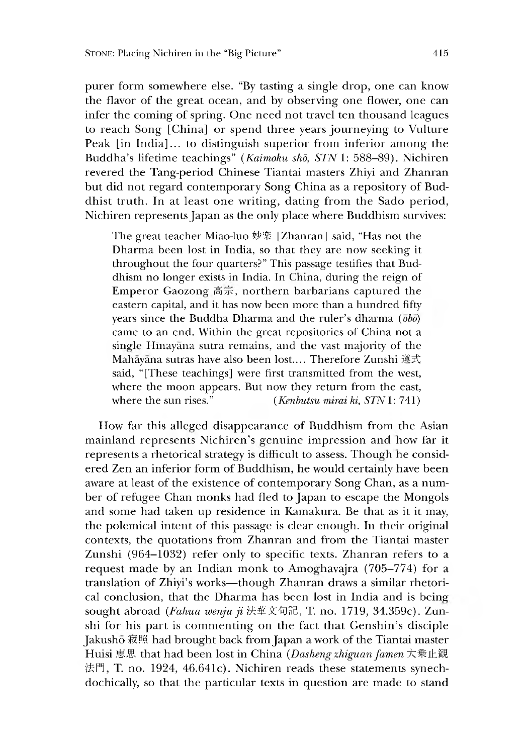purer form somewhere else. "By tasting a single drop, one can know the flavor of the great ocean, and by observing one flower, one can infer the coming of spring. One need not travel ten thousand leagues to reach Song [China] or spend three years journeying to Vulture Peak [in India]... to distinguish superior from inferior among the Buddha's lifetime teachings" (*Kaimoku shō, STN* 1: 588–89). Nichiren revered the Tang-period Chinese Tiantai masters Zhiyi and Zhanran but did not regard contemporary Song China as a repository of Buddhist truth. In at least one writing, dating from the Sado period, Nichiren represents Japan as the only place where Buddhism survives:

> The great teacher Miao-luo 妙楽 [Zhanran] said, "Has not the Dharma been lost in India, so that they are now seeking it throughout the four quarters?" This passage testifies that Buddhism no longer exists in India. In China, during the reign of Emperor Gaozong 高宗, northern barbarians captured the eastern capital, and it has now been more than a hundred fifty years since the Buddha Dharma and the ruler's dharma (*ōbō*) came to an end. Within the great repositories of China not a single Hīnayāna sutra remains, and the vast majority of the Mahāyāna sutras have also been lost.... Therefore Zunshi 遵式 said, "[These teachings] were first transmitted from the west, where the moon appears. But now they return from the east, where the sun rises." (*Kenbutsu mirai ki, STN* 1: 741)

How far this alleged disappearance of Buddhism from the Asian mainland represents Nichiren's genuine impression and how far it represents a rhetorical strategy is difficult to assess. Though he considered Zen an inferior form of Buddhism, he would certainly have been aware at least of the existence of contemporary Song Chan, as a number of refugee Chan monks had fled to Japan to escape the Mongols and some had taken up residence in Kamakura. Be that as it it may, the polemical intent of this passage is clear enough. In their original contexts, the quotations from Zhanran and from the Tiantai master Zunshi (964–1032) refer only to specific texts. Zhanran refers to a request made by an Indian monk to Amoghavajra (705–774) for a translation of Zhiyi's works—though Zhanran draws a similar rhetorical conclusion, that the Dharma has been lost in India and is being sought abroad (*Fahua wenju ji* 法華文句記, T. no. 1719, 34.359c). Zunshi for his part is commenting on the fact that Genshin's disciple Jakushō 寂照 had brought back from Japan a work of the Tiantai master Huisi 恵思 that had been lost in China (*Dasheng zhiguan famen* 大乗止観法門, T. no. 1924, 46.641c). Nichiren reads these statements synechdochically, so that the particular texts in question are made to stand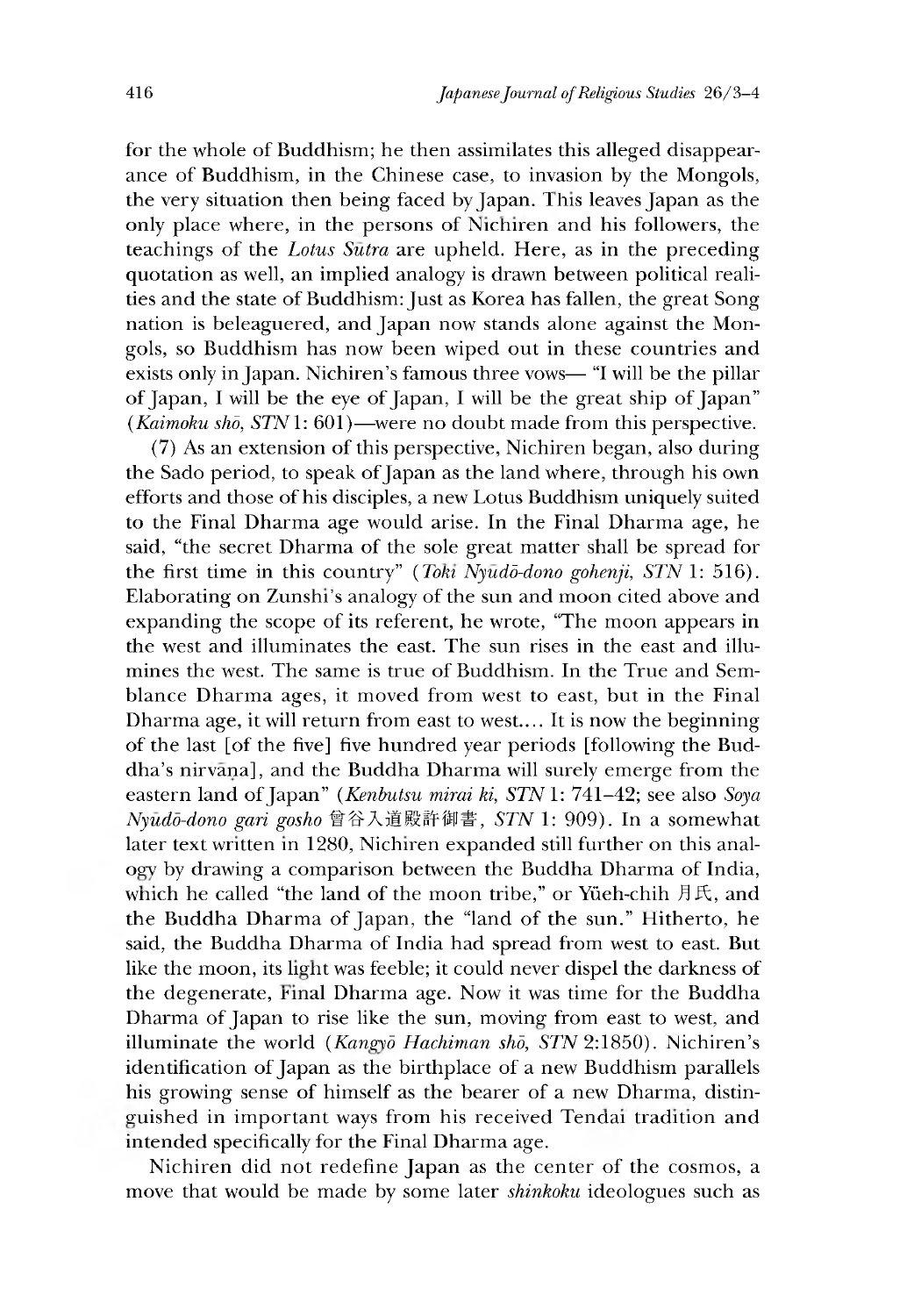for the whole of Buddhism; he then assimilates this alleged disappearance of Buddhism, in the Chinese case, to invasion by the Mongols, the very situation then being faced by Japan. This leaves Japan as the only place where, in the persons of Nichiren and his followers, the teachings of the *Lotus Sūtra* are upheld. Here, as in the preceding quotation as well, an implied analogy is drawn between political realities and the state of Buddhism: Just as Korea has fallen, the great Song nation is beleaguered, and Japan now stands alone against the Mongols, so Buddhism has now been wiped out in these countries and exists only in Japan. Nichiren's famous three vows— "I will be the pillar of Japan, I will be the eye of Japan, I will be the great ship of Japan" (*Kaimoku shō, STN* 1: 601)—were no doubt made from this perspective.

(7) As an extension of this perspective, Nichiren began, also during the Sado period, to speak of Japan as the land where, through his own efforts and those of his disciples, a new Lotus Buddhism uniquely suited to the Final Dharma age would arise. In the Final Dharma age, he said, "the secret Dharma of the sole great matter shall be spread for the first time in this country" (*Toki Nyūdō-dono gohenji, STN* 1: 516). Elaborating on Zunshi's analogy of the sun and moon cited above and expanding the scope of its referent, he wrote, "The moon appears in the west and illuminates the east. The sun rises in the east and illumines the west. The same is true of Buddhism. In the True and Semblance Dharma ages, it moved from west to east, but in the Final Dharma age, it will return from east to west.... It is now the beginning of the last [of the five] five hundred year periods [following the Buddha's nirvāṇa], and the Buddha Dharma will surely emerge from the eastern land of Japan" (*Kenbutsu mirai ki, STN* 1: 741–42; see also *Soya Nyūdō-dono gari gosho* 曾谷入道殿許御書, *STN* 1: 909). In a somewhat later text written in 1280, Nichiren expanded still further on this analogy by drawing a comparison between the Buddha Dharma of India, which he called "the land of the moon tribe," or Yüeh-chih 月氏, and the Buddha Dharma of Japan, the "land of the sun." Hitherto, he said, the Buddha Dharma of India had spread from west to east. But like the moon, its light was feeble; it could never dispel the darkness of the degenerate, Final Dharma age. Now it was time for the Buddha Dharma of Japan to rise like the sun, moving from east to west, and illuminate the world (*Kangyō Hachiman shō, STN* 2:1850). Nichiren's identification of Japan as the birthplace of a new Buddhism parallels his growing sense of himself as the bearer of a new Dharma, distinguished in important ways from his received Tendai tradition and intended specifically for the Final Dharma age.

Nichiren did not redefine Japan as the center of the cosmos, a move that would be made by some later *shinkoku* ideologues such as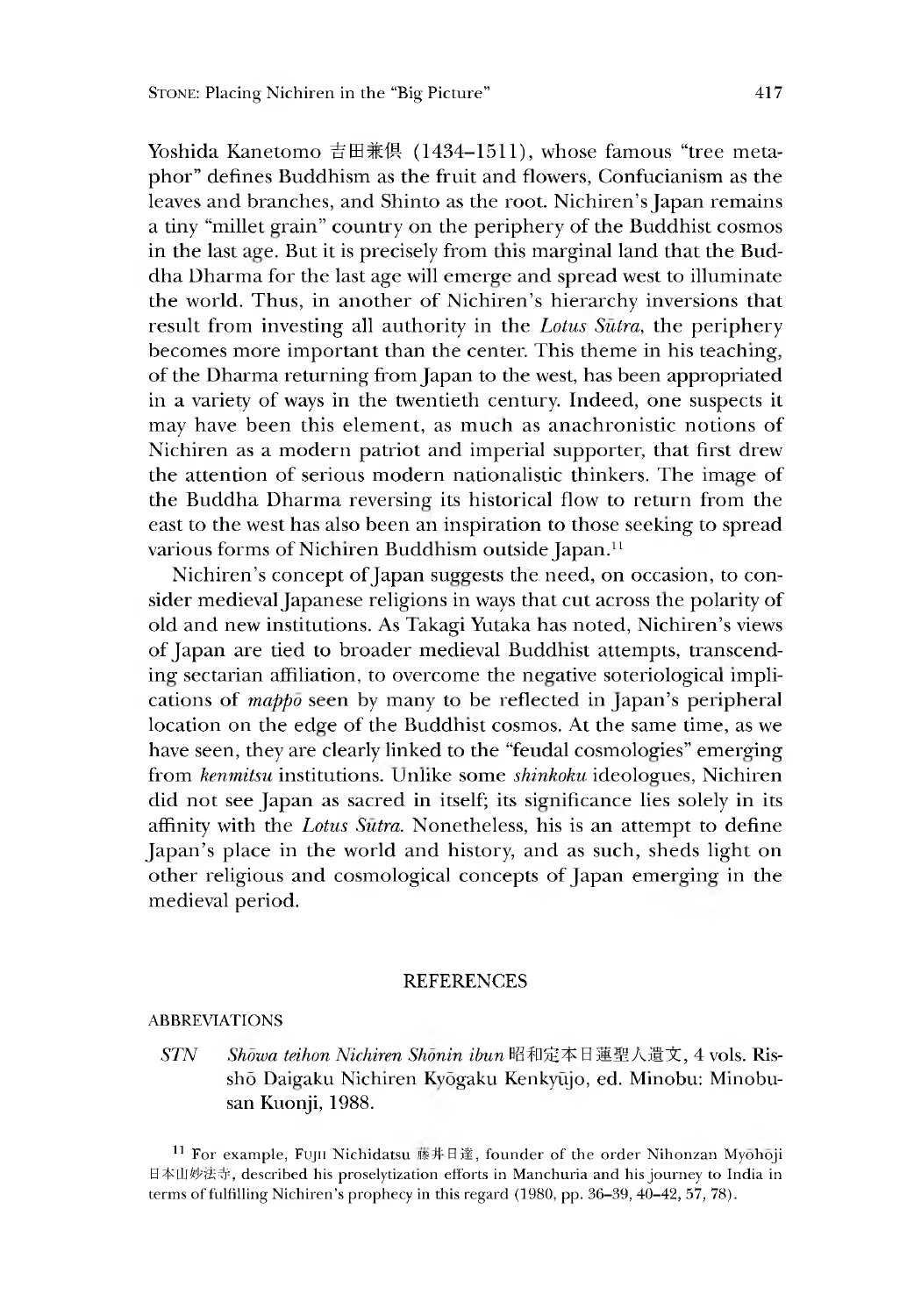Yoshida Kanetomo 吉田兼倶 (1434–1511), whose famous "tree metaphor" defines Buddhism as the fruit and flowers, Confucianism as the leaves and branches, and Shinto as the root. Nichiren's Japan remains a tiny "millet grain" country on the periphery of the Buddhist cosmos in the last age. But it is precisely from this marginal land that the Buddha Dharma for the last age will emerge and spread west to illuminate the world. Thus, in another of Nichiren's hierarchy inversions that result from investing all authority in the *Lotus Sūtra*, the periphery becomes more important than the center. This theme in his teaching, of the Dharma returning from Japan to the west, has been appropriated in a variety of ways in the twentieth century. Indeed, one suspects it may have been this element, as much as anachronistic notions of Nichiren as a modern patriot and imperial supporter, that first drew the attention of serious modern nationalistic thinkers. The image of the Buddha Dharma reversing its historical flow to return from the east to the west has also been an inspiration to those seeking to spread various forms of Nichiren Buddhism outside Japan.[11]

Nichiren's concept of Japan suggests the need, on occasion, to consider medieval Japanese religions in ways that cut across the polarity of old and new institutions. As Takagi Yutaka has noted, Nichiren's views of Japan are tied to broader medieval Buddhist attempts, transcending sectarian affiliation, to overcome the negative soteriological implications of *mappō* seen by many to be reflected in Japan's peripheral location on the edge of the Buddhist cosmos. At the same time, as we have seen, they are clearly linked to the "feudal cosmologies" emerging from *kenmitsu* institutions. Unlike some *shinkoku* ideologues, Nichiren did not see Japan as sacred in itself; its significance lies solely in its affinity with the *Lotus Sūtra*. Nonetheless, his is an attempt to define Japan's place in the world and history, and as such, sheds light on other religious and cosmological concepts of Japan emerging in the medieval period.

## REFERENCES

ABBREVIATIONS

*STN* — *Shōwa teihon Nichiren Shōnin ibun* 昭和定本日蓮聖人遺文, 4 vols. Risshō Daigaku Nichiren Kyōgaku Kenkyūjo, ed. Minobu: Minobusan Kuonji, 1988.

[11] For example, Fujii Nichidatsu 藤井日達, founder of the order Nihonzan Myōhōji 日本山妙法寺, described his proselytization efforts in Manchuria and his journey to India in terms of fulfilling Nichiren's prophecy in this regard (1980, pp. 36–39, 40–42, 57, 78).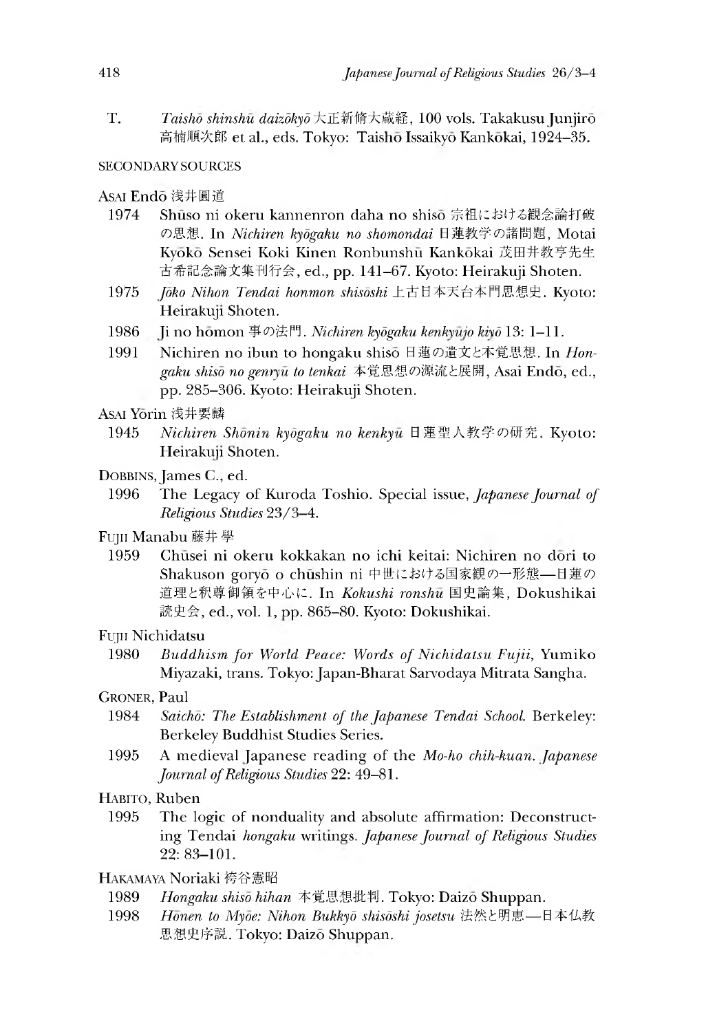T. *Taishō shinshū daizōkyō* 大正新脩大蔵経, 100 vols. Takakusu Junjirō 高楠順次郎 et al., eds. Tokyo: Taishō Issaikyō Kankōkai, 1924–35.

## SECONDARY SOURCES

ASAI Endō 浅井圓道

1974 Shūso ni okeru kannenron daha no shisō 宗祖における観念論打破の思想. In *Nichiren kyōgaku no shomondai* 日蓮教学の諸問題, Motai Kyōkō Sensei Koki Kinen Ronbunshū Kankōkai 茂田井教亨先生古希記念論文集刊行会, ed., pp. 141–67. Kyoto: Heirakuji Shoten.

1975 *Jōko Nihon Tendai honmon shisōshi* 上古日本天台本門思想史. Kyoto: Heirakuji Shoten.

1986 Ji no hōmon 事の法門. *Nichiren kyōgaku kenkyūjo kiyō* 13: 1–11.

1991 Nichiren no ibun to hongaku shisō 日蓮の遺文と本覚思想. In *Hongaku shisō no genryū to tenkai* 本覚思想の源流と展開, Asai Endō, ed., pp. 285–306. Kyoto: Heirakuji Shoten.

ASAI Yōrin 浅井要麟

1945 *Nichiren Shōnin kyōgaku no kenkyū* 日蓮聖人教学の研究. Kyoto: Heirakuji Shoten.

DOBBINS, James C., ed.

1996 The Legacy of Kuroda Toshio. Special issue, *Japanese Journal of Religious Studies* 23/3–4.

FUJII Manabu 藤井學

1959 Chūsei ni okeru kokkakan no ichi keitai: Nichiren no dōri to Shakuson goryō o chūshin ni 中世における国家観の一形態—日蓮の道理と釈尊御領を中心に. In *Kokushi ronshū* 国史論集, Dokushikai 読史会, ed., vol. 1, pp. 865–80. Kyoto: Dokushikai.

FUJII Nichidatsu

1980 *Buddhism for World Peace: Words of Nichidatsu Fujii*, Yumiko Miyazaki, trans. Tokyo: Japan-Bharat Sarvodaya Mitrata Sangha.

GRONER, Paul

1984 *Saichō: The Establishment of the Japanese Tendai School.* Berkeley: Berkeley Buddhist Studies Series.

1995 A medieval Japanese reading of the *Mo-ho chih-kuan*. *Japanese Journal of Religious Studies* 22: 49–81.

HABITO, Ruben

1995 The logic of nonduality and absolute affirmation: Deconstructing Tendai *hongaku* writings. *Japanese Journal of Religious Studies* 22: 83–101.

HAKAMAYA Noriaki 袴谷憲昭

1989 *Hongaku shisō hihan* 本覚思想批判. Tokyo: Daizō Shuppan.

1998 *Hōnen to Myōe: Nihon Bukkyō shisōshi josetsu* 法然と明恵—日本仏教思想史序説. Tokyo: Daizō Shuppan.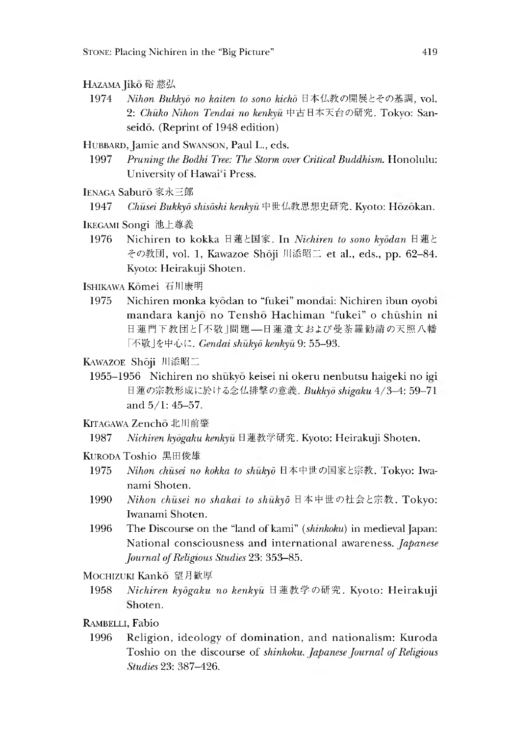HAZAMA Jikō 硲慈弘

1974 *Nihon Bukkyō no kaiten to sono kichō* 日本仏教の開展とその基調, vol. 2: *Chūko Nihon Tendai no kenkyū* 中古日本天台の研究. Tokyo: Sanseidō. (Reprint of 1948 edition)

HUBBARD, Jamie and SWANSON, Paul L., eds.

1997 *Pruning the Bodhi Tree: The Storm over Critical Buddhism.* Honolulu: University of Hawai'i Press.

IENAGA Saburō 家永三郎

1947 *Chūsei Bukkyō shisōshi kenkyū* 中世仏教思想史研究. Kyoto: Hōzōkan.

IKEGAMI Songi 池上尊義

1976 Nichiren to kokka 日蓮と国家. In *Nichiren to sono kyōdan* 日蓮とその教団, vol. 1, Kawazoe Shōji 川添昭二 et al., eds., pp. 62–84. Kyoto: Heirakuji Shoten.

ISHIKAWA Kōmei 石川康明

1975 Nichiren monka kyōdan to "fukei" mondai: Nichiren ibun oyobi mandara kanjō no Tenshō Hachiman "fukei" o chūshin ni 日蓮門下教団と「不敬」問題—日蓮遺文および曼荼羅勧請の天照八幡「不敬」を中心に. *Gendai shūkyō kenkyū* 9: 55–93.

KAWAZOE Shōji 川添昭二

1955–1956 Nichiren no shūkyō keisei ni okeru nenbutsu haigeki no igi 日蓮の宗教形成に於ける念仏排撃の意義. *Bukkyō shigaku* 4/3–4: 59–71 and 5/1: 45–57.

KITAGAWA Zenchō 北川前肇

1987 *Nichiren kyōgaku kenkyū* 日蓮教学研究. Kyoto: Heirakuji Shoten.

KURODA Toshio 黒田俊雄

1975 *Nihon chūsei no kokka to shūkyō* 日本中世の国家と宗教. Tokyo: Iwanami Shoten.

1990 *Nihon chūsei no shakai to shūkyō* 日本中世の社会と宗教. Tokyo: Iwanami Shoten.

1996 The Discourse on the "land of kami" (*shinkoku*) in medieval Japan: National consciousness and international awareness. *Japanese Journal of Religious Studies* 23: 353–85.

MOCHIZUKI Kankō 望月歓厚

1958 *Nichiren kyōgaku no kenkyū* 日蓮教学の研究. Kyoto: Heirakuji Shoten.

RAMBELLI, Fabio

1996 Religion, ideology of domination, and nationalism: Kuroda Toshio on the discourse of *shinkoku*. *Japanese Journal of Religious Studies* 23: 387–426.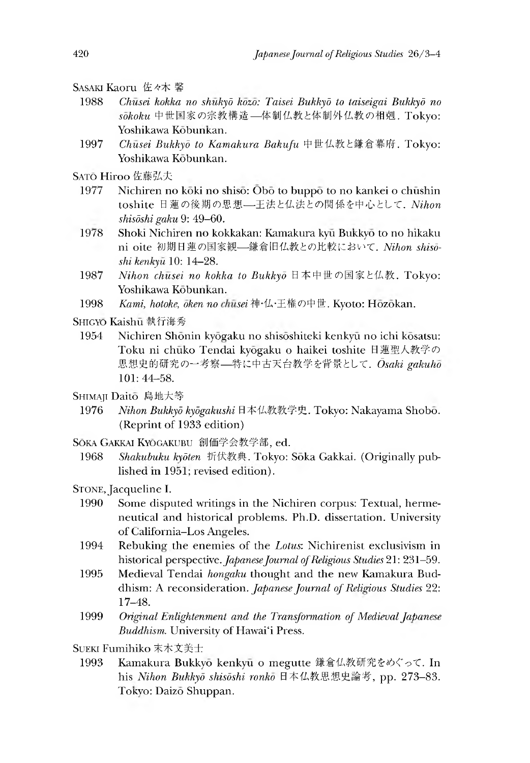SASAKI Kaoru 佐々木 馨

1988 *Chūsei kokka no shūkyō kōzō: Taisei Bukkyō to taiseigai Bukkyō no sōkoku* 中世国家の宗教構造—体制仏教と体制外仏教の相剋. Tokyo: Yoshikawa Kōbunkan.

1997 *Chūsei Bukkyō to Kamakura Bakufu* 中世仏教と鎌倉幕府. Tokyo: Yoshikawa Kōbunkan.

SATŌ Hiroo 佐藤弘夫

1977 Nichiren no kōki no shisō: Ōbō to buppō to no kankei o chūshin toshite 日蓮の後期の思想—王法と仏法との関係を中心として. *Nihon shisōshi gaku* 9: 49–60.

1978 Shoki Nichiren no kokkakan: Kamakura kyū Bukkyō to no hikaku ni oite 初期日蓮の国家観—鎌倉旧仏教との比較において. *Nihon shisōshi kenkyū* 10: 14–28.

1987 *Nihon chūsei no kokka to Bukkyō* 日本中世の国家と仏教. Tokyo: Yoshikawa Kōbunkan.

1998 *Kami, hotoke, ōken no chūsei* 神·仏·王権の中世. Kyoto: Hōzōkan.

SHIGYŌ Kaishū 執行海秀

1954 Nichiren Shōnin kyōgaku no shisōshiteki kenkyū no ichi kōsatsu: Toku ni chūko Tendai kyōgaku o haikei toshite 日蓮聖人教学の思想史的研究の一考察—特に中古天台教学を背景として. *Ōsaki gakuhō* 101: 44–58.

SHIMAJI Daitō 島地大等

1976 *Nihon Bukkyō kyōgakushi* 日本仏教教学史. Tokyo: Nakayama Shobō. (Reprint of 1933 edition)

SŌKA GAKKAI KYŌGAKUBU 創価学会教学部, ed.

1968 *Shakubuku kyōten* 折伏教典. Tokyo: Sōka Gakkai. (Originally published in 1951; revised edition).

STONE, Jacqueline I.

1990 Some disputed writings in the Nichiren corpus: Textual, hermeneutical and historical problems. Ph.D. dissertation. University of California–Los Angeles.

1994 Rebuking the enemies of the *Lotus*: Nichirenist exclusivism in historical perspective. *Japanese Journal of Religious Studies* 21: 231–59.

1995 Medieval Tendai *hongaku* thought and the new Kamakura Buddhism: A reconsideration. *Japanese Journal of Religious Studies* 22: 17–48.

1999 *Original Enlightenment and the Transformation of Medieval Japanese Buddhism.* University of Hawai'i Press.

SUEKI Fumihiko 末木文美士

1993 Kamakura Bukkyō kenkyū o megutte 鎌倉仏教研究をめぐって. In his *Nihon Bukkyō shisōshi ronkō* 日本仏教思想史論考, pp. 273–83. Tokyo: Daizō Shuppan.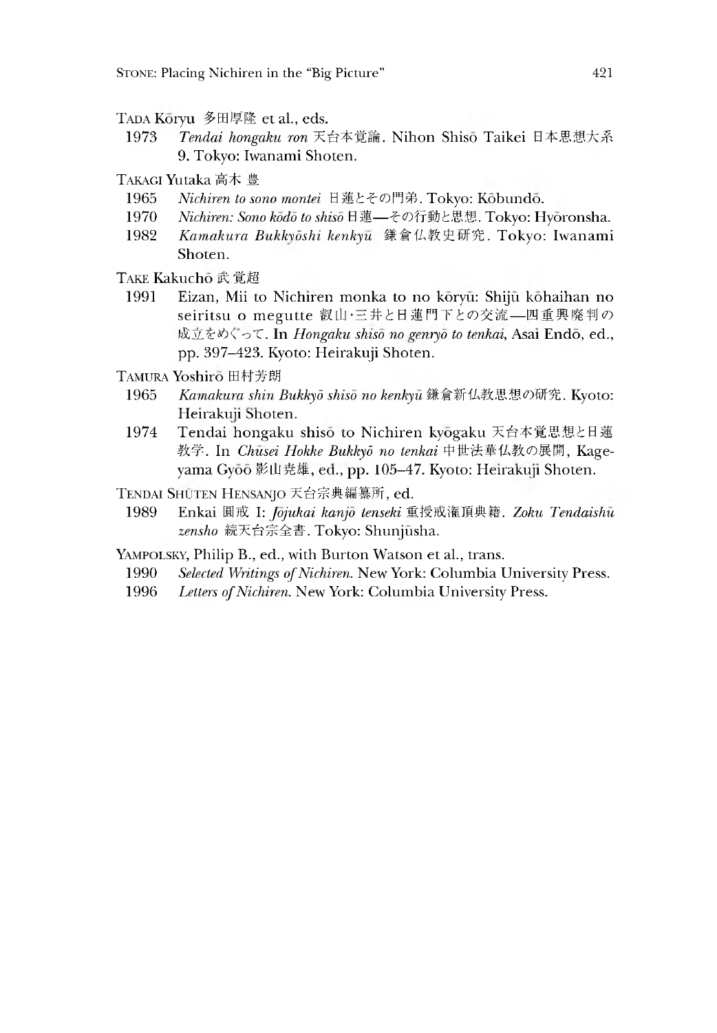TADA Kōryu 多田厚隆 et al., eds.

1973 *Tendai hongaku ron* 天台本覚論. Nihon Shisō Taikei 日本思想大系 9. Tokyo: Iwanami Shoten.

TAKAGI Yutaka 高木 豊

1965 *Nichiren to sono montei* 日蓮とその門弟. Tokyo: Kōbundō.

1970 *Nichiren: Sono kōdō to shisō* 日蓮—その行動と思想. Tokyo: Hyōronsha.

1982 *Kamakura Bukkyōshi kenkyū* 鎌倉仏教史研究. Tokyo: Iwanami Shoten.

TAKE Kakuchō 武 覚超

1991 Eizan, Mii to Nichiren monka to no kōryū: Shijū kōhaihan no seiritsu o megutte 叡山·三井と日蓮門下との交流—四重興廃判の成立をめぐって. In *Hongaku shisō no genryō to tenkai*, Asai Endō, ed., pp. 397–423. Kyoto: Heirakuji Shoten.

TAMURA Yoshirō 田村芳朗

1965 *Kamakura shin Bukkyō shisō no kenkyū* 鎌倉新仏教思想の研究. Kyoto: Heirakuji Shoten.

1974 Tendai hongaku shisō to Nichiren kyōgaku 天台本覚思想と日蓮教学. In *Chūsei Hokke Bukkyō no tenkai* 中世法華仏教の展開, Kageyama Gyōō 影山堯雄, ed., pp. 105–47. Kyoto: Heirakuji Shoten.

TENDAI SHŪTEN HENSANJO 天台宗典編纂所, ed.

1989 Enkai 圓戒 I: *Jūjukai kanjō tenseki* 重授戒灌頂典籍. *Zoku Tendaishū zensho* 続天台宗全書. Tokyo: Shunjūsha.

YAMPOLSKY, Philip B., ed., with Burton Watson et al., trans.

1990 *Selected Writings of Nichiren.* New York: Columbia University Press.

1996 *Letters of Nichiren.* New York: Columbia University Press.